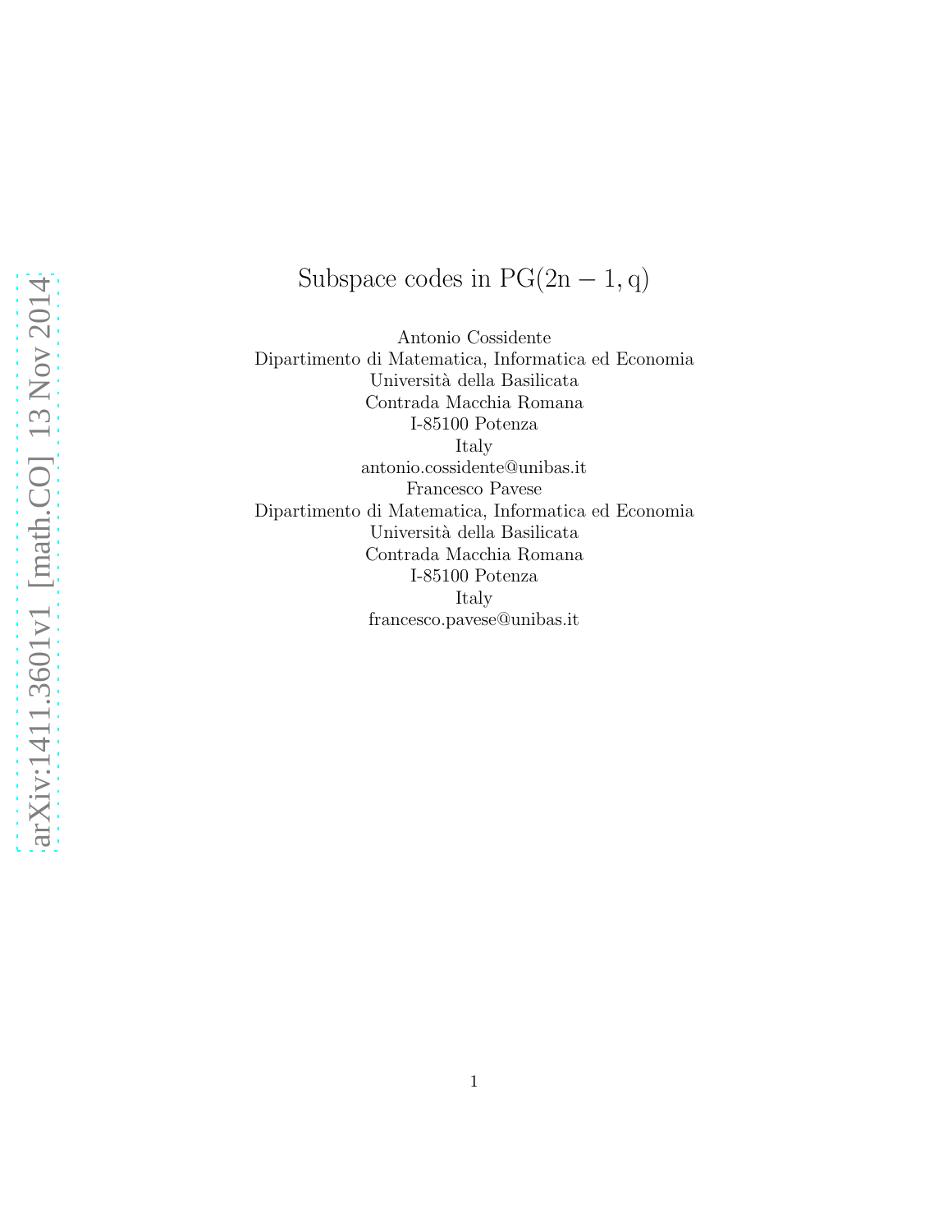# Subspace codes in $\mathrm{PG}(2n-1, q)$

Antonio Cossidente
Dipartimento di Matematica, Informatica ed Economia
Università della Basilicata
Contrada Macchia Romana
I-85100 Potenza
Italy
antonio.cossidente@unibas.it

Francesco Pavese
Dipartimento di Matematica, Informatica ed Economia
Università della Basilicata
Contrada Macchia Romana
I-85100 Potenza
Italy
francesco.pavese@unibas.it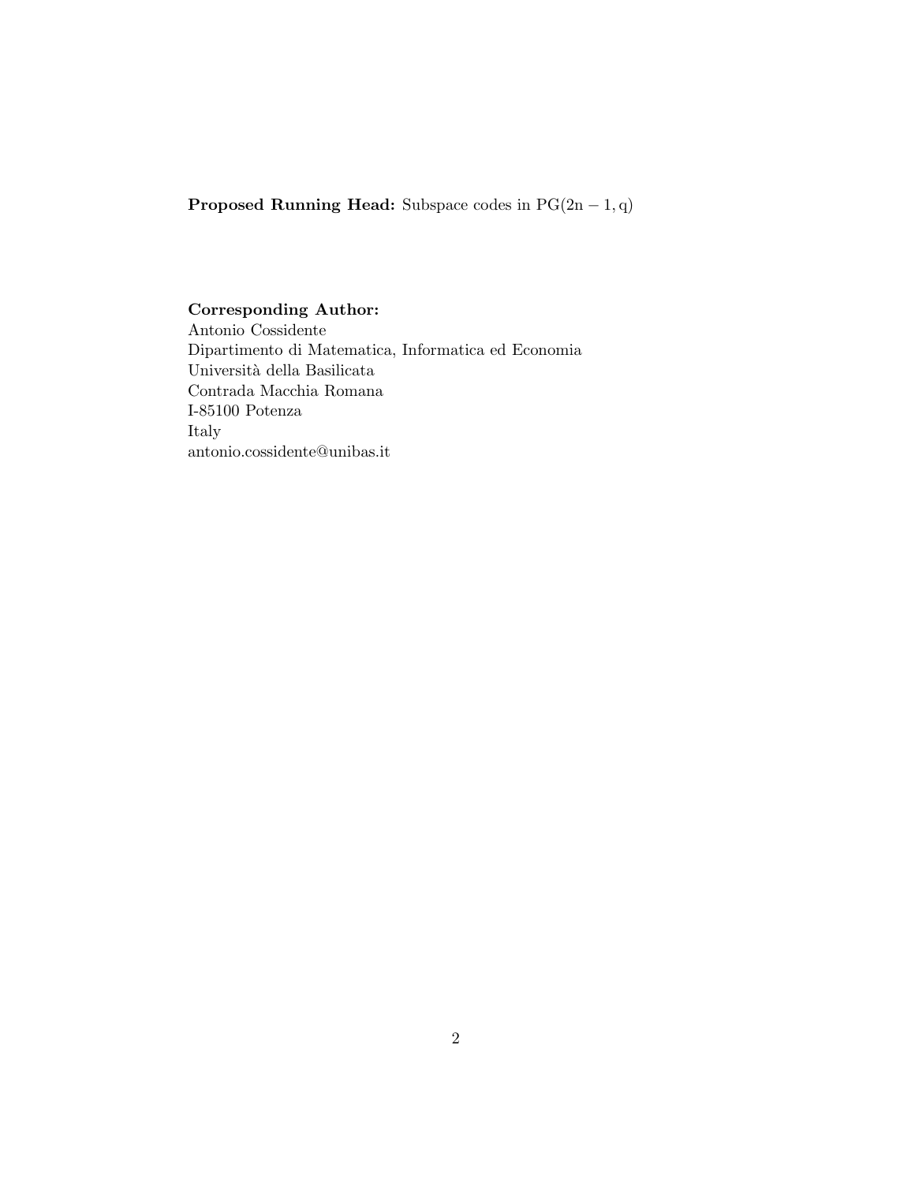**Proposed Running Head:** Subspace codes in $\mathrm{PG(2n-1,q)}$

**Corresponding Author:**
Antonio Cossidente
Dipartimento di Matematica, Informatica ed Economia
Università della Basilicata
Contrada Macchia Romana
I-85100 Potenza
Italy
antonio.cossidente@unibas.it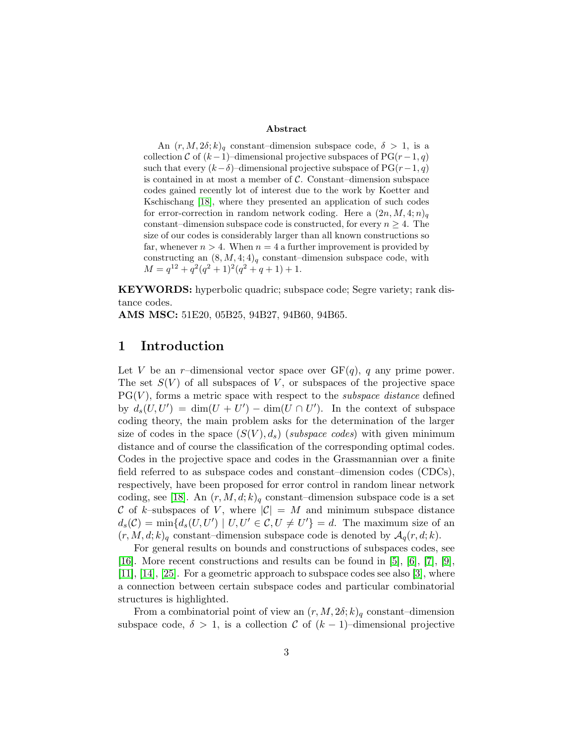**Abstract**

An $(r, M, 2\delta; k)_q$ constant–dimension subspace code, $\delta > 1$, is a collection $\mathcal{C}$ of $(k-1)$–dimensional projective subspaces of $\mathrm{PG}(r-1, q)$ such that every $(k-\delta)$–dimensional projective subspace of $\mathrm{PG}(r-1, q)$ is contained in at most a member of $\mathcal{C}$. Constant–dimension subspace codes gained recently lot of interest due to the work by Koetter and Kschischang [18], where they presented an application of such codes for error-correction in random network coding. Here a $(2n, M, 4; n)_q$ constant–dimension subspace code is constructed, for every $n \geq 4$. The size of our codes is considerably larger than all known constructions so far, whenever $n > 4$. When $n = 4$ a further improvement is provided by constructing an $(8, M, 4; 4)_q$ constant–dimension subspace code, with $M = q^{12} + q^2(q^2+1)^2(q^2+q+1) + 1$.

**KEYWORDS:** hyperbolic quadric; subspace code; Segre variety; rank distance codes.

**AMS MSC:** 51E20, 05B25, 94B27, 94B60, 94B65.

# 1 Introduction

Let $V$ be an $r$–dimensional vector space over $\mathrm{GF}(q)$, $q$ any prime power. The set $S(V)$ of all subspaces of $V$, or subspaces of the projective space $\mathrm{PG}(V)$, forms a metric space with respect to the *subspace distance* defined by $d_s(U, U') = \dim(U + U') - \dim(U \cap U')$. In the context of subspace coding theory, the main problem asks for the determination of the larger size of codes in the space $(S(V), d_s)$ (*subspace codes*) with given minimum distance and of course the classification of the corresponding optimal codes. Codes in the projective space and codes in the Grassmannian over a finite field referred to as subspace codes and constant–dimension codes (CDCs), respectively, have been proposed for error control in random linear network coding, see [18]. An $(r, M, d; k)_q$ constant–dimension subspace code is a set $\mathcal{C}$ of $k$–subspaces of $V$, where $|\mathcal{C}| = M$ and minimum subspace distance $d_s(\mathcal{C}) = \min\{d_s(U, U') \mid U, U' \in \mathcal{C}, U \neq U'\} = d$. The maximum size of an $(r, M, d; k)_q$ constant–dimension subspace code is denoted by $\mathcal{A}_q(r, d; k)$.

For general results on bounds and constructions of subspaces codes, see [16]. More recent constructions and results can be found in [5], [6], [7], [9], [11], [14], [25]. For a geometric approach to subspace codes see also [3], where a connection between certain subspace codes and particular combinatorial structures is highlighted.

From a combinatorial point of view an $(r, M, 2\delta; k)_q$ constant–dimension subspace code, $\delta > 1$, is a collection $\mathcal{C}$ of $(k-1)$–dimensional projective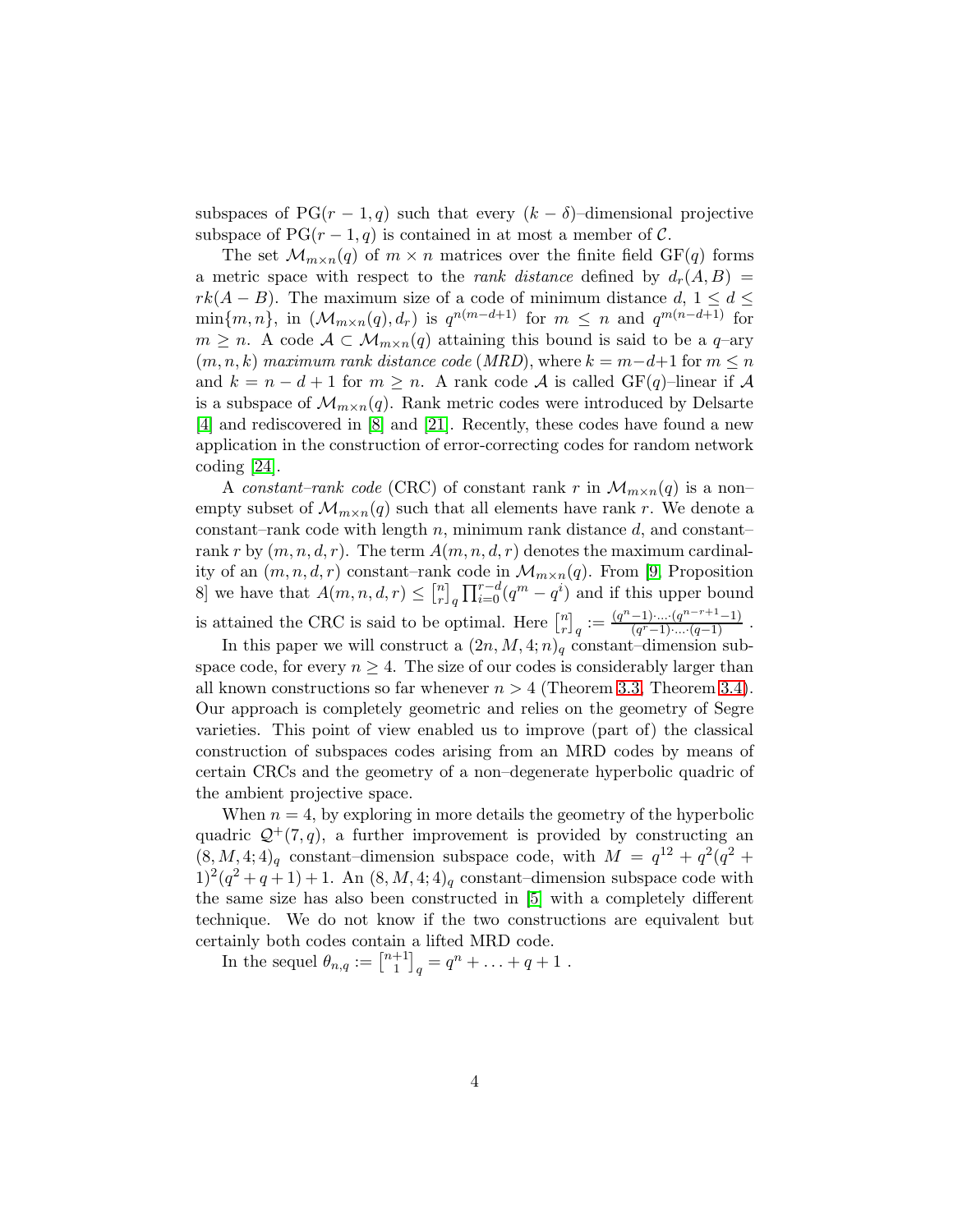subspaces of $\mathrm{PG}(r-1,q)$ such that every $(k-\delta)$–dimensional projective subspace of $\mathrm{PG}(r-1,q)$ is contained in at most a member of $\mathcal{C}$.

The set $\mathcal{M}_{m\times n}(q)$ of $m\times n$ matrices over the finite field $\mathrm{GF}(q)$ forms a metric space with respect to the *rank distance* defined by $d_r(A,B) = rk(A-B)$. The maximum size of a code of minimum distance $d$, $1\leq d\leq \min\{m,n\}$, in $(\mathcal{M}_{m\times n}(q), d_r)$ is $q^{n(m-d+1)}$ for $m\leq n$ and $q^{m(n-d+1)}$ for $m\geq n$. A code $\mathcal{A}\subset \mathcal{M}_{m\times n}(q)$ attaining this bound is said to be a $q$–ary $(m,n,k)$ *maximum rank distance code* (*MRD*), where $k=m-d+1$ for $m\leq n$ and $k=n-d+1$ for $m\geq n$. A rank code $\mathcal{A}$ is called $\mathrm{GF}(q)$–linear if $\mathcal{A}$ is a subspace of $\mathcal{M}_{m\times n}(q)$. Rank metric codes were introduced by Delsarte [4] and rediscovered in [8] and [21]. Recently, these codes have found a new application in the construction of error-correcting codes for random network coding [24].

A *constant–rank code* (CRC) of constant rank $r$ in $\mathcal{M}_{m\times n}(q)$ is a non–empty subset of $\mathcal{M}_{m\times n}(q)$ such that all elements have rank $r$. We denote a constant–rank code with length $n$, minimum rank distance $d$, and constant–rank $r$ by $(m,n,d,r)$. The term $A(m,n,d,r)$ denotes the maximum cardinality of an $(m,n,d,r)$ constant–rank code in $\mathcal{M}_{m\times n}(q)$. From [9, Proposition 8] we have that $A(m,n,d,r)\leq \begin{bmatrix} n \\ r\end{bmatrix}_q \prod_{i=0}^{r-d}(q^m-q^i)$ and if this upper bound is attained the CRC is said to be optimal. Here $\begin{bmatrix} n \\ r\end{bmatrix}_q := \frac{(q^n-1)\cdot\ldots\cdot(q^{n-r+1}-1)}{(q^r-1)\cdot\ldots\cdot(q-1)}$.

In this paper we will construct a $(2n,M,4;n)_q$ constant–dimension subspace code, for every $n\geq 4$. The size of our codes is considerably larger than all known constructions so far whenever $n>4$ (Theorem 3.3, Theorem 3.4). Our approach is completely geometric and relies on the geometry of Segre varieties. This point of view enabled us to improve (part of) the classical construction of subspaces codes arising from an MRD codes by means of certain CRCs and the geometry of a non–degenerate hyperbolic quadric of the ambient projective space.

When $n=4$, by exploring in more details the geometry of the hyperbolic quadric $\mathcal{Q}^+(7,q)$, a further improvement is provided by constructing an $(8,M,4;4)_q$ constant–dimension subspace code, with $M=q^{12}+q^2(q^2+1)^2(q^2+q+1)+1$. An $(8,M,4;4)_q$ constant–dimension subspace code with the same size has also been constructed in [5] with a completely different technique. We do not know if the two constructions are equivalent but certainly both codes contain a lifted MRD code.

In the sequel $\theta_{n,q} := \begin{bmatrix} n+1 \\ 1\end{bmatrix}_q = q^n+\ldots+q+1$.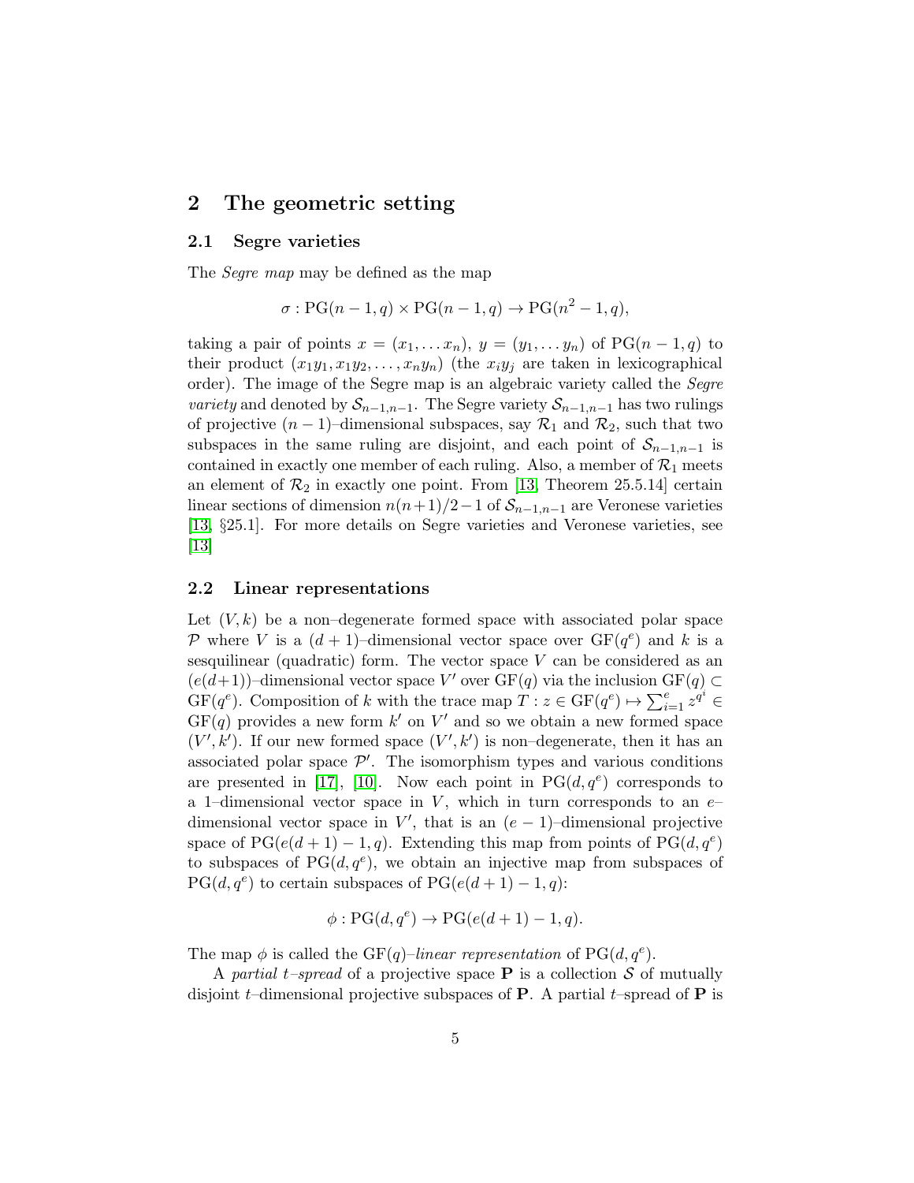## 2 The geometric setting

### 2.1 Segre varieties

The *Segre map* may be defined as the map

$$\sigma : \mathrm{PG}(n-1, q) \times \mathrm{PG}(n-1, q) \to \mathrm{PG}(n^2 - 1, q),$$

taking a pair of points $x = (x_1, \ldots x_n)$, $y = (y_1, \ldots y_n)$ of $\mathrm{PG}(n-1, q)$ to their product $(x_1 y_1, x_1 y_2, \ldots, x_n y_n)$ (the $x_i y_j$ are taken in lexicographical order). The image of the Segre map is an algebraic variety called the *Segre variety* and denoted by $\mathcal{S}_{n-1,n-1}$. The Segre variety $\mathcal{S}_{n-1,n-1}$ has two rulings of projective $(n-1)$–dimensional subspaces, say $\mathcal{R}_1$ and $\mathcal{R}_2$, such that two subspaces in the same ruling are disjoint, and each point of $\mathcal{S}_{n-1,n-1}$ is contained in exactly one member of each ruling. Also, a member of $\mathcal{R}_1$ meets an element of $\mathcal{R}_2$ in exactly one point. From [13, Theorem 25.5.14] certain linear sections of dimension $n(n+1)/2 - 1$ of $\mathcal{S}_{n-1,n-1}$ are Veronese varieties [13, §25.1]. For more details on Segre varieties and Veronese varieties, see [13]

### 2.2 Linear representations

Let $(V, k)$ be a non–degenerate formed space with associated polar space $\mathcal{P}$ where $V$ is a $(d+1)$–dimensional vector space over $\mathrm{GF}(q^e)$ and $k$ is a sesquilinear (quadratic) form. The vector space $V$ can be considered as an $(e(d+1))$–dimensional vector space $V'$ over $\mathrm{GF}(q)$ via the inclusion $\mathrm{GF}(q) \subset \mathrm{GF}(q^e)$. Composition of $k$ with the trace map $T : z \in \mathrm{GF}(q^e) \mapsto \sum_{i=1}^{e} z^{q^i} \in \mathrm{GF}(q)$ provides a new form $k'$ on $V'$ and so we obtain a new formed space $(V', k')$. If our new formed space $(V', k')$ is non–degenerate, then it has an associated polar space $\mathcal{P}'$. The isomorphism types and various conditions are presented in [17], [10]. Now each point in $\mathrm{PG}(d, q^e)$ corresponds to a 1–dimensional vector space in $V$, which in turn corresponds to an $e$–dimensional vector space in $V'$, that is an $(e-1)$–dimensional projective space of $\mathrm{PG}(e(d+1)-1, q)$. Extending this map from points of $\mathrm{PG}(d, q^e)$ to subspaces of $\mathrm{PG}(d, q^e)$, we obtain an injective map from subspaces of $\mathrm{PG}(d, q^e)$ to certain subspaces of $\mathrm{PG}(e(d+1)-1, q)$:

$$\phi : \mathrm{PG}(d, q^e) \to \mathrm{PG}(e(d+1)-1, q).$$

The map $\phi$ is called the $\mathrm{GF}(q)$–*linear representation* of $\mathrm{PG}(d, q^e)$.

A *partial $t$–spread* of a projective space $\mathbf{P}$ is a collection $\mathcal{S}$ of mutually disjoint $t$–dimensional projective subspaces of $\mathbf{P}$. A partial $t$–spread of $\mathbf{P}$ is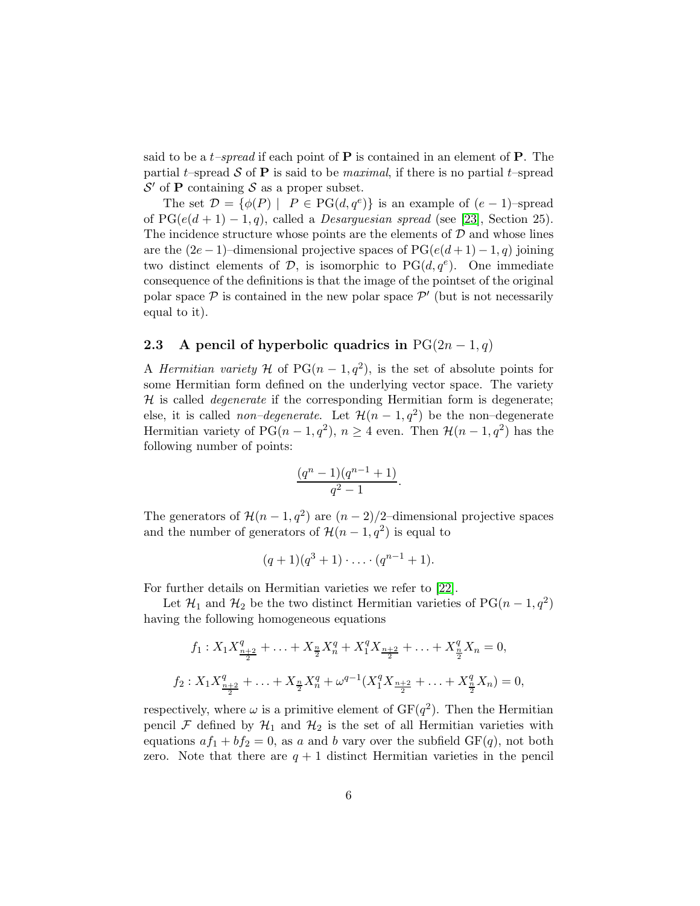said to be a *t–spread* if each point of $\mathbf{P}$ is contained in an element of $\mathbf{P}$. The partial $t$–spread $\mathcal{S}$ of $\mathbf{P}$ is said to be *maximal*, if there is no partial $t$–spread $\mathcal{S}'$ of $\mathbf{P}$ containing $\mathcal{S}$ as a proper subset.

The set $\mathcal{D} = \{\phi(P) \mid P \in \mathrm{PG}(d, q^e)\}$ is an example of $(e-1)$–spread of $\mathrm{PG}(e(d+1)-1, q)$, called a *Desarguesian spread* (see [23], Section 25). The incidence structure whose points are the elements of $\mathcal{D}$ and whose lines are the $(2e-1)$–dimensional projective spaces of $\mathrm{PG}(e(d+1)-1, q)$ joining two distinct elements of $\mathcal{D}$, is isomorphic to $\mathrm{PG}(d, q^e)$. One immediate consequence of the definitions is that the image of the pointset of the original polar space $\mathcal{P}$ is contained in the new polar space $\mathcal{P}'$ (but is not necessarily equal to it).

### 2.3 A pencil of hyperbolic quadrics in $\mathrm{PG}(2n-1, q)$

A *Hermitian variety* $\mathcal{H}$ of $\mathrm{PG}(n-1, q^2)$, is the set of absolute points for some Hermitian form defined on the underlying vector space. The variety $\mathcal{H}$ is called *degenerate* if the corresponding Hermitian form is degenerate; else, it is called *non–degenerate*. Let $\mathcal{H}(n-1, q^2)$ be the non–degenerate Hermitian variety of $\mathrm{PG}(n-1, q^2)$, $n \geq 4$ even. Then $\mathcal{H}(n-1, q^2)$ has the following number of points:

$$\frac{(q^n-1)(q^{n-1}+1)}{q^2-1}.$$

The generators of $\mathcal{H}(n-1, q^2)$ are $(n-2)/2$–dimensional projective spaces and the number of generators of $\mathcal{H}(n-1, q^2)$ is equal to

$$(q+1)(q^3+1) \cdot \ldots \cdot (q^{n-1}+1).$$

For further details on Hermitian varieties we refer to [22].

Let $\mathcal{H}_1$ and $\mathcal{H}_2$ be the two distinct Hermitian varieties of $\mathrm{PG}(n-1, q^2)$ having the following homogeneous equations

$$f_1 : X_1 X_{\frac{n+2}{2}}^q + \ldots + X_{\frac{n}{2}} X_n^q + X_1^q X_{\frac{n+2}{2}} + \ldots + X_{\frac{n}{2}}^q X_n = 0,$$

$$f_2 : X_1 X_{\frac{n+2}{2}}^q + \ldots + X_{\frac{n}{2}} X_n^q + \omega^{q-1}(X_1^q X_{\frac{n+2}{2}} + \ldots + X_{\frac{n}{2}}^q X_n) = 0,$$

respectively, where $\omega$ is a primitive element of $\mathrm{GF}(q^2)$. Then the Hermitian pencil $\mathcal{F}$ defined by $\mathcal{H}_1$ and $\mathcal{H}_2$ is the set of all Hermitian varieties with equations $af_1 + bf_2 = 0$, as $a$ and $b$ vary over the subfield $\mathrm{GF}(q)$, not both zero. Note that there are $q+1$ distinct Hermitian varieties in the pencil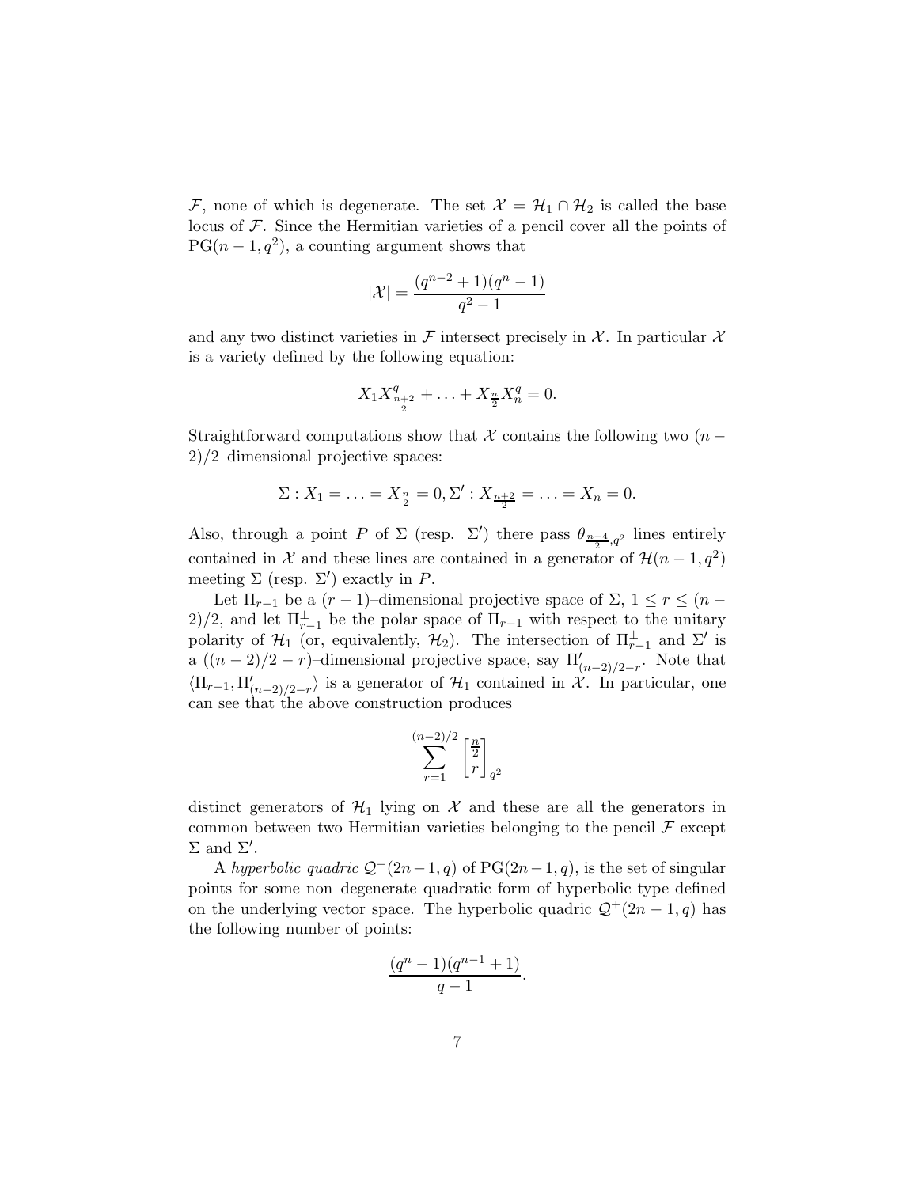$\mathcal{F}$, none of which is degenerate. The set $\mathcal{X} = \mathcal{H}_1 \cap \mathcal{H}_2$ is called the base locus of $\mathcal{F}$. Since the Hermitian varieties of a pencil cover all the points of $\mathrm{PG}(n-1, q^2)$, a counting argument shows that

$$|\mathcal{X}| = \frac{(q^{n-2}+1)(q^n-1)}{q^2-1}$$

and any two distinct varieties in $\mathcal{F}$ intersect precisely in $\mathcal{X}$. In particular $\mathcal{X}$ is a variety defined by the following equation:

$$X_1 X_{\frac{n+2}{2}}^q + \ldots + X_{\frac{n}{2}} X_n^q = 0.$$

Straightforward computations show that $\mathcal{X}$ contains the following two $(n-2)/2$–dimensional projective spaces:

$$\Sigma : X_1 = \ldots = X_{\frac{n}{2}} = 0, \Sigma' : X_{\frac{n+2}{2}} = \ldots = X_n = 0.$$

Also, through a point $P$ of $\Sigma$ (resp. $\Sigma'$) there pass $\theta_{\frac{n-4}{2}, q^2}$ lines entirely contained in $\mathcal{X}$ and these lines are contained in a generator of $\mathcal{H}(n-1, q^2)$ meeting $\Sigma$ (resp. $\Sigma'$) exactly in $P$.

Let $\Pi_{r-1}$ be a $(r-1)$–dimensional projective space of $\Sigma$, $1 \leq r \leq (n-2)/2$, and let $\Pi_{r-1}^{\perp}$ be the polar space of $\Pi_{r-1}$ with respect to the unitary polarity of $\mathcal{H}_1$ (or, equivalently, $\mathcal{H}_2$). The intersection of $\Pi_{r-1}^{\perp}$ and $\Sigma'$ is a $((n-2)/2 - r)$–dimensional projective space, say $\Pi'_{(n-2)/2-r}$. Note that $\langle \Pi_{r-1}, \Pi'_{(n-2)/2-r} \rangle$ is a generator of $\mathcal{H}_1$ contained in $\mathcal{X}$. In particular, one can see that the above construction produces

$$\sum_{r=1}^{(n-2)/2} \begin{bmatrix} \frac{n}{2} \\ r \end{bmatrix}_{q^2}$$

distinct generators of $\mathcal{H}_1$ lying on $\mathcal{X}$ and these are all the generators in common between two Hermitian varieties belonging to the pencil $\mathcal{F}$ except $\Sigma$ and $\Sigma'$.

A *hyperbolic quadric* $\mathcal{Q}^+(2n-1, q)$ of $\mathrm{PG}(2n-1, q)$, is the set of singular points for some non–degenerate quadratic form of hyperbolic type defined on the underlying vector space. The hyperbolic quadric $\mathcal{Q}^+(2n-1, q)$ has the following number of points:

$$\frac{(q^n-1)(q^{n-1}+1)}{q-1}.$$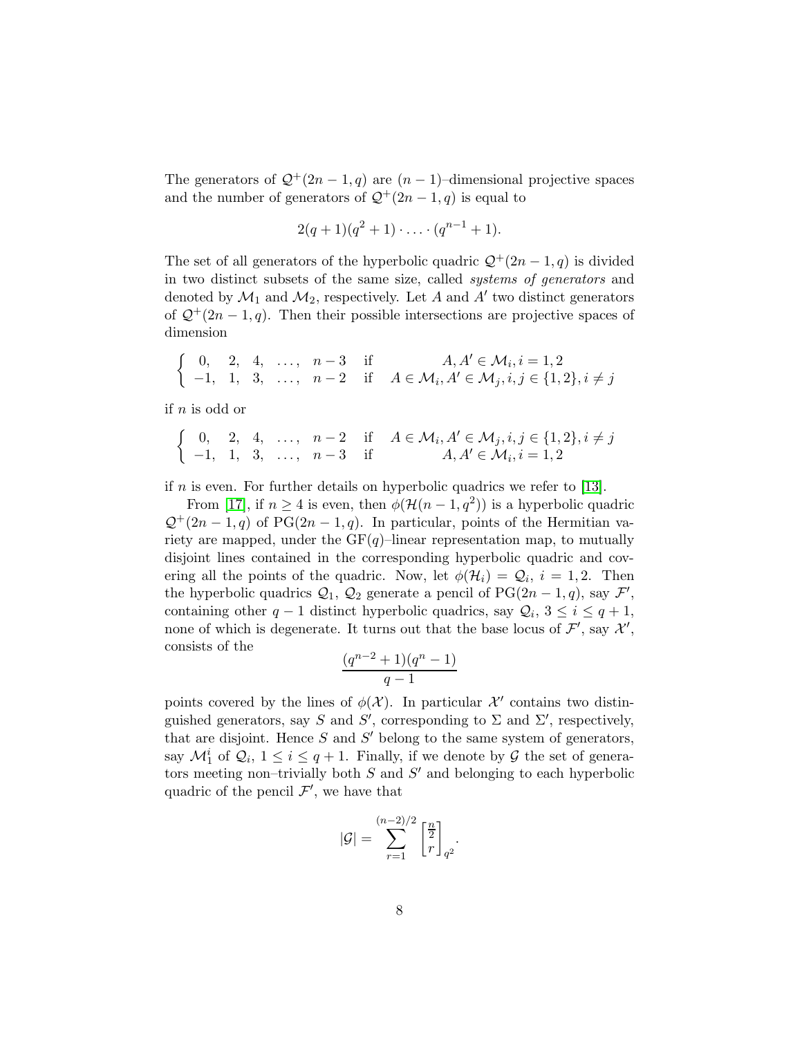The generators of $\mathcal{Q}^+(2n-1,q)$ are $(n-1)$–dimensional projective spaces and the number of generators of $\mathcal{Q}^+(2n-1,q)$ is equal to

$$2(q+1)(q^2+1)\cdot \ldots \cdot (q^{n-1}+1).$$

The set of all generators of the hyperbolic quadric $\mathcal{Q}^+(2n-1,q)$ is divided in two distinct subsets of the same size, called *systems of generators* and denoted by $\mathcal{M}_1$ and $\mathcal{M}_2$, respectively. Let $A$ and $A'$ two distinct generators of $\mathcal{Q}^+(2n-1,q)$. Then their possible intersections are projective spaces of dimension

$$\begin{cases} 0, \quad 2, \quad 4, \quad \ldots, \quad n-3 & \text{if} \quad A, A' \in \mathcal{M}_i, i=1,2 \\ -1, \quad 1, \quad 3, \quad \ldots, \quad n-2 & \text{if} \quad A \in \mathcal{M}_i, A' \in \mathcal{M}_j, i,j \in \{1,2\}, i \neq j \end{cases}$$

if $n$ is odd or

$$\begin{cases} 0, \quad 2, \quad 4, \quad \ldots, \quad n-2 & \text{if} \quad A \in \mathcal{M}_i, A' \in \mathcal{M}_j, i,j \in \{1,2\}, i \neq j \\ -1, \quad 1, \quad 3, \quad \ldots, \quad n-3 & \text{if} \quad A, A' \in \mathcal{M}_i, i=1,2 \end{cases}$$

if $n$ is even. For further details on hyperbolic quadrics we refer to [13].

From [17], if $n \geq 4$ is even, then $\phi(\mathcal{H}(n-1,q^2))$ is a hyperbolic quadric $\mathcal{Q}^+(2n-1,q)$ of $\mathrm{PG}(2n-1,q)$. In particular, points of the Hermitian variety are mapped, under the $\mathrm{GF}(q)$–linear representation map, to mutually disjoint lines contained in the corresponding hyperbolic quadric and covering all the points of the quadric. Now, let $\phi(\mathcal{H}_i) = \mathcal{Q}_i$, $i=1,2$. Then the hyperbolic quadrics $\mathcal{Q}_1$, $\mathcal{Q}_2$ generate a pencil of $\mathrm{PG}(2n-1,q)$, say $\mathcal{F}'$, containing other $q-1$ distinct hyperbolic quadrics, say $\mathcal{Q}_i$, $3 \leq i \leq q+1$, none of which is degenerate. It turns out that the base locus of $\mathcal{F}'$, say $\mathcal{X}'$, consists of the

$$\frac{(q^{n-2}+1)(q^n-1)}{q-1}$$

points covered by the lines of $\phi(\mathcal{X})$. In particular $\mathcal{X}'$ contains two distinguished generators, say $S$ and $S'$, corresponding to $\Sigma$ and $\Sigma'$, respectively, that are disjoint. Hence $S$ and $S'$ belong to the same system of generators, say $\mathcal{M}_1^i$ of $\mathcal{Q}_i$, $1 \leq i \leq q+1$. Finally, if we denote by $\mathcal{G}$ the set of generators meeting non–trivially both $S$ and $S'$ and belonging to each hyperbolic quadric of the pencil $\mathcal{F}'$, we have that

$$|\mathcal{G}| = \sum_{r=1}^{(n-2)/2} \begin{bmatrix} \frac{n}{2} \\ r \end{bmatrix}_{q^2}.$$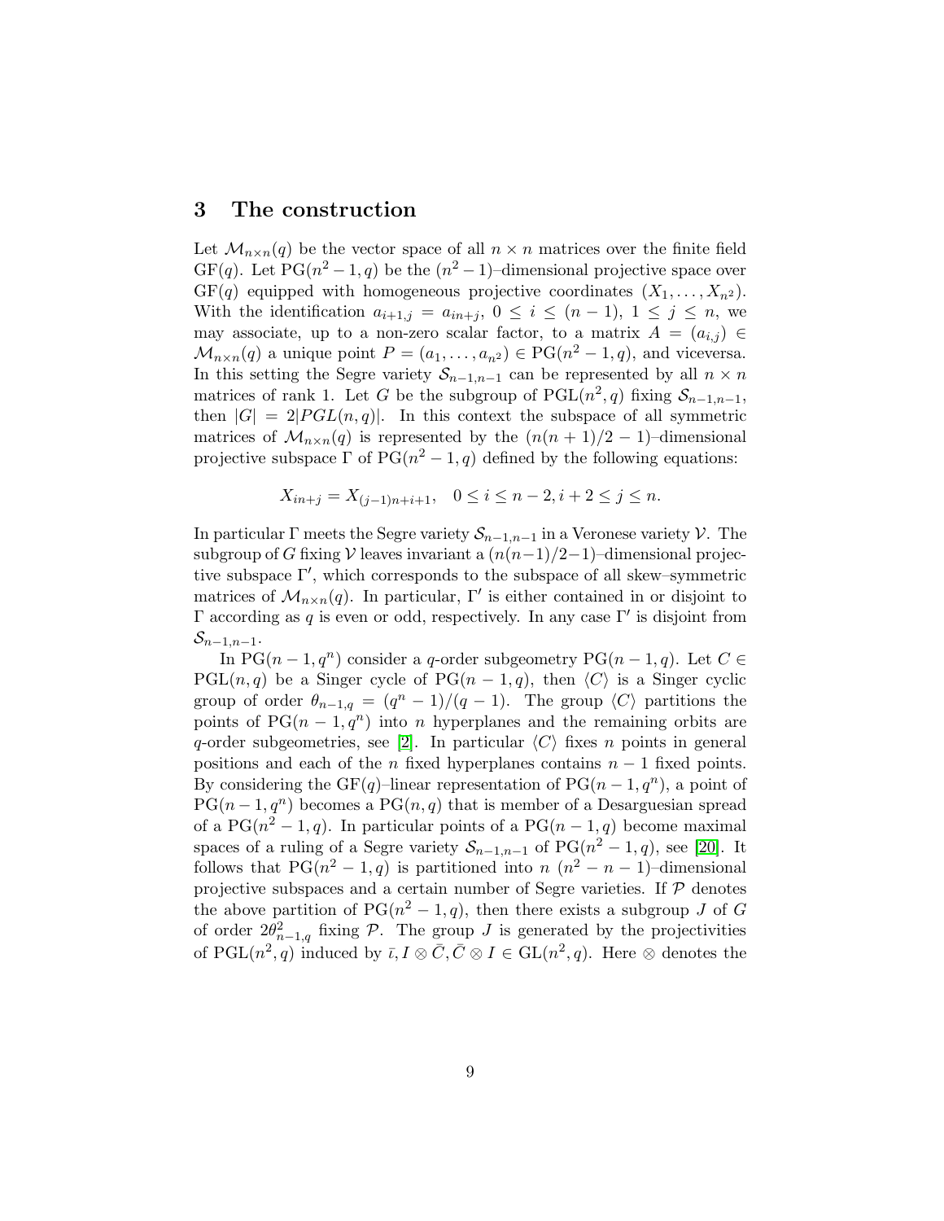## 3 The construction

Let $\mathcal{M}_{n\times n}(q)$ be the vector space of all $n \times n$ matrices over the finite field $\mathrm{GF}(q)$. Let $\mathrm{PG}(n^2-1, q)$ be the $(n^2-1)$–dimensional projective space over $\mathrm{GF}(q)$ equipped with homogeneous projective coordinates $(X_1, \ldots, X_{n^2})$. With the identification $a_{i+1,j} = a_{in+j}$, $0 \le i \le (n-1)$, $1 \le j \le n$, we may associate, up to a non-zero scalar factor, to a matrix $A = (a_{i,j}) \in \mathcal{M}_{n\times n}(q)$ a unique point $P = (a_1, \ldots, a_{n^2}) \in \mathrm{PG}(n^2-1, q)$, and viceversa. In this setting the Segre variety $\mathcal{S}_{n-1,n-1}$ can be represented by all $n \times n$ matrices of rank 1. Let $G$ be the subgroup of $\mathrm{PGL}(n^2, q)$ fixing $\mathcal{S}_{n-1,n-1}$, then $|G| = 2|PGL(n,q)|$. In this context the subspace of all symmetric matrices of $\mathcal{M}_{n\times n}(q)$ is represented by the $(n(n+1)/2-1)$–dimensional projective subspace $\Gamma$ of $\mathrm{PG}(n^2-1, q)$ defined by the following equations:

$$X_{in+j} = X_{(j-1)n+i+1}, \quad 0 \le i \le n-2, i+2 \le j \le n.$$

In particular $\Gamma$ meets the Segre variety $\mathcal{S}_{n-1,n-1}$ in a Veronese variety $\mathcal{V}$. The subgroup of $G$ fixing $\mathcal{V}$ leaves invariant a $(n(n-1)/2-1)$–dimensional projective subspace $\Gamma'$, which corresponds to the subspace of all skew–symmetric matrices of $\mathcal{M}_{n\times n}(q)$. In particular, $\Gamma'$ is either contained in or disjoint to $\Gamma$ according as $q$ is even or odd, respectively. In any case $\Gamma'$ is disjoint from $\mathcal{S}_{n-1,n-1}$.

In $\mathrm{PG}(n-1, q^n)$ consider a $q$-order subgeometry $\mathrm{PG}(n-1, q)$. Let $C \in \mathrm{PGL}(n, q)$ be a Singer cycle of $\mathrm{PG}(n-1, q)$, then $\langle C\rangle$ is a Singer cyclic group of order $\theta_{n-1,q} = (q^n-1)/(q-1)$. The group $\langle C\rangle$ partitions the points of $\mathrm{PG}(n-1, q^n)$ into $n$ hyperplanes and the remaining orbits are $q$-order subgeometries, see [2]. In particular $\langle C\rangle$ fixes $n$ points in general positions and each of the $n$ fixed hyperplanes contains $n-1$ fixed points. By considering the $\mathrm{GF}(q)$–linear representation of $\mathrm{PG}(n-1, q^n)$, a point of $\mathrm{PG}(n-1, q^n)$ becomes a $\mathrm{PG}(n, q)$ that is member of a Desarguesian spread of a $\mathrm{PG}(n^2-1, q)$. In particular points of a $\mathrm{PG}(n-1, q)$ become maximal spaces of a ruling of a Segre variety $\mathcal{S}_{n-1,n-1}$ of $\mathrm{PG}(n^2-1, q)$, see [20]. It follows that $\mathrm{PG}(n^2-1, q)$ is partitioned into $n$ $(n^2-n-1)$–dimensional projective subspaces and a certain number of Segre varieties. If $\mathcal{P}$ denotes the above partition of $\mathrm{PG}(n^2-1, q)$, then there exists a subgroup $J$ of $G$ of order $2\theta^2_{n-1,q}$ fixing $\mathcal{P}$. The group $J$ is generated by the projectivities of $\mathrm{PGL}(n^2, q)$ induced by $\bar{\iota}, I \otimes \bar{C}, \bar{C} \otimes I \in \mathrm{GL}(n^2, q)$. Here $\otimes$ denotes the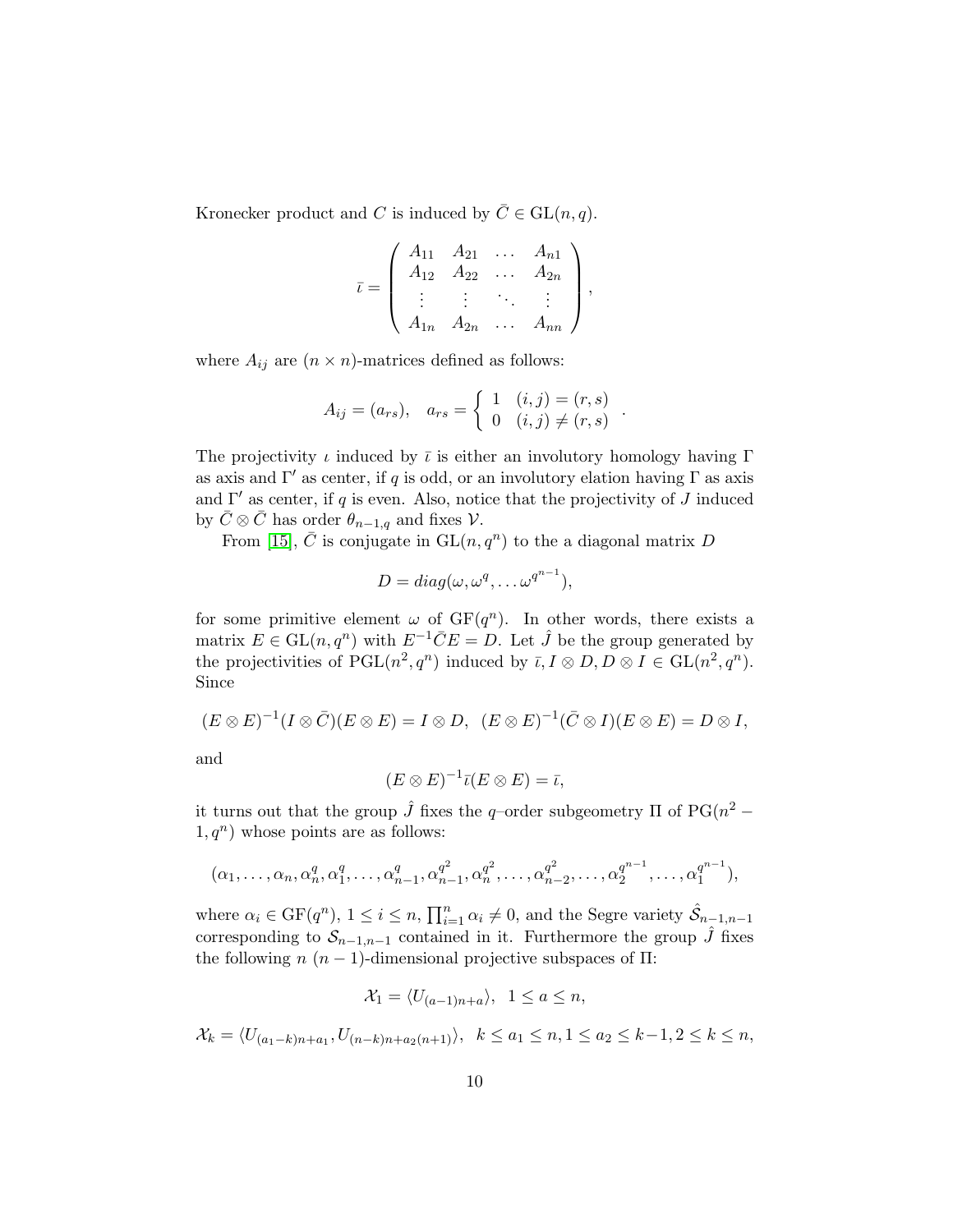Kronecker product and $C$ is induced by $\bar{C} \in \mathrm{GL}(n, q)$.

$$\bar{\iota} = \left( \begin{array}{cccc} A_{11} & A_{21} & \dots & A_{n1} \\ A_{12} & A_{22} & \dots & A_{2n} \\ \vdots & \vdots & \ddots & \vdots \\ A_{1n} & A_{2n} & \dots & A_{nn} \end{array} \right),$$

where $A_{ij}$ are $(n \times n)$-matrices defined as follows:

$$A_{ij} = (a_{rs}), \quad a_{rs} = \left\{ \begin{array}{ll} 1 & (i,j) = (r,s) \\ 0 & (i,j) \neq (r,s) \end{array} \right. .$$

The projectivity $\iota$ induced by $\bar{\iota}$ is either an involutory homology having $\Gamma$ as axis and $\Gamma'$ as center, if $q$ is odd, or an involutory elation having $\Gamma$ as axis and $\Gamma'$ as center, if $q$ is even. Also, notice that the projectivity of $J$ induced by $\bar{C} \otimes \bar{C}$ has order $\theta_{n-1,q}$ and fixes $\mathcal{V}$.

From [15], $\bar{C}$ is conjugate in $\mathrm{GL}(n, q^n)$ to the a diagonal matrix $D$

$$D = diag(\omega, \omega^q, \dots \omega^{q^{n-1}}),$$

for some primitive element $\omega$ of $\mathrm{GF}(q^n)$. In other words, there exists a matrix $E \in \mathrm{GL}(n, q^n)$ with $E^{-1}\bar{C}E = D$. Let $\hat{J}$ be the group generated by the projectivities of $\mathrm{PGL}(n^2, q^n)$ induced by $\bar{\iota}, I \otimes D, D \otimes I \in \mathrm{GL}(n^2, q^n)$. Since

$$(E \otimes E)^{-1}(I \otimes \bar{C})(E \otimes E) = I \otimes D, \;\; (E \otimes E)^{-1}(\bar{C} \otimes I)(E \otimes E) = D \otimes I,$$

and

$$(E \otimes E)^{-1}\bar{\iota}(E \otimes E) = \bar{\iota},$$

it turns out that the group $\hat{J}$ fixes the $q$–order subgeometry $\Pi$ of $\mathrm{PG}(n^2-1, q^n)$ whose points are as follows:

$$(\alpha_1, \dots, \alpha_n, \alpha_n^q, \alpha_1^q, \dots, \alpha_{n-1}^q, \alpha_{n-1}^{q^2}, \alpha_n^{q^2}, \dots, \alpha_{n-2}^{q^2}, \dots, \alpha_2^{q^{n-1}}, \dots, \alpha_1^{q^{n-1}}),$$

where $\alpha_i \in \mathrm{GF}(q^n)$, $1 \le i \le n$, $\prod_{i=1}^n \alpha_i \neq 0$, and the Segre variety $\hat{\mathcal{S}}_{n-1,n-1}$ corresponding to $\mathcal{S}_{n-1,n-1}$ contained in it. Furthermore the group $\hat{J}$ fixes the following $n$ $(n-1)$-dimensional projective subspaces of $\Pi$:

$$\mathcal{X}_1 = \langle U_{(a-1)n+a} \rangle, \;\; 1 \le a \le n,$$

$$\mathcal{X}_k = \langle U_{(a_1-k)n+a_1}, U_{(n-k)n+a_2(n+1)} \rangle, \;\; k \le a_1 \le n, 1 \le a_2 \le k-1, 2 \le k \le n,$$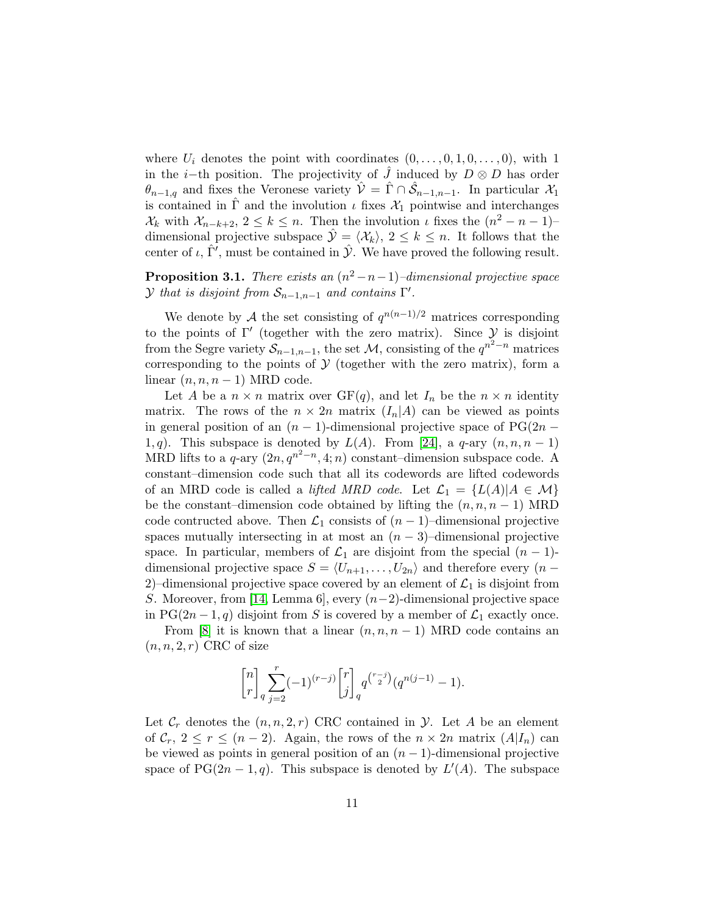where $U_i$ denotes the point with coordinates $(0, \ldots, 0, 1, 0, \ldots, 0)$, with 1 in the $i$−th position. The projectivity of $\hat{J}$ induced by $D \otimes D$ has order $\theta_{n-1,q}$ and fixes the Veronese variety $\hat{\mathcal{V}} = \hat{\Gamma} \cap \hat{\mathcal{S}}_{n-1,n-1}$. In particular $\mathcal{X}_1$ is contained in $\hat{\Gamma}$ and the involution $\iota$ fixes $\mathcal{X}_1$ pointwise and interchanges $\mathcal{X}_k$ with $\mathcal{X}_{n-k+2}$, $2 \leq k \leq n$. Then the involution $\iota$ fixes the $(n^2-n-1)$–dimensional projective subspace $\hat{\mathcal{Y}} = \langle \mathcal{X}_k \rangle$, $2 \leq k \leq n$. It follows that the center of $\iota$, $\hat{\Gamma}'$, must be contained in $\hat{\mathcal{Y}}$. We have proved the following result.

**Proposition 3.1.** *There exists an $(n^2-n-1)$–dimensional projective space $\mathcal{Y}$ that is disjoint from $\mathcal{S}_{n-1,n-1}$ and contains $\Gamma'$.*

We denote by $\mathcal{A}$ the set consisting of $q^{n(n-1)/2}$ matrices corresponding to the points of $\Gamma'$ (together with the zero matrix). Since $\mathcal{Y}$ is disjoint from the Segre variety $\mathcal{S}_{n-1,n-1}$, the set $\mathcal{M}$, consisting of the $q^{n^2-n}$ matrices corresponding to the points of $\mathcal{Y}$ (together with the zero matrix), form a linear $(n, n, n-1)$ MRD code.

Let $A$ be a $n \times n$ matrix over $\mathrm{GF}(q)$, and let $I_n$ be the $n \times n$ identity matrix. The rows of the $n \times 2n$ matrix $(I_n|A)$ can be viewed as points in general position of an $(n-1)$-dimensional projective space of $\mathrm{PG}(2n-1, q)$. This subspace is denoted by $L(A)$. From [24], a $q$-ary $(n, n, n-1)$ MRD lifts to a $q$-ary $(2n, q^{n^2-n}, 4; n)$ constant–dimension subspace code. A constant–dimension code such that all its codewords are lifted codewords of an MRD code is called a *lifted MRD code*. Let $\mathcal{L}_1 = \{L(A) | A \in \mathcal{M}\}$ be the constant–dimension code obtained by lifting the $(n, n, n-1)$ MRD code contructed above. Then $\mathcal{L}_1$ consists of $(n-1)$–dimensional projective spaces mutually intersecting in at most an $(n-3)$–dimensional projective space. In particular, members of $\mathcal{L}_1$ are disjoint from the special $(n-1)$-dimensional projective space $S = \langle U_{n+1}, \ldots, U_{2n} \rangle$ and therefore every $(n-2)$–dimensional projective space covered by an element of $\mathcal{L}_1$ is disjoint from $S$. Moreover, from [14, Lemma 6], every $(n-2)$-dimensional projective space in $\mathrm{PG}(2n-1, q)$ disjoint from $S$ is covered by a member of $\mathcal{L}_1$ exactly once.

From [8] it is known that a linear $(n, n, n-1)$ MRD code contains an $(n, n, 2, r)$ CRC of size

$$\begin{bmatrix} n \\ r \end{bmatrix}_q \sum_{j=2}^{r} (-1)^{(r-j)} \begin{bmatrix} r \\ j \end{bmatrix}_q q^{\binom{r-j}{2}} (q^{n(j-1)} - 1).$$

Let $\mathcal{C}_r$ denotes the $(n, n, 2, r)$ CRC contained in $\mathcal{Y}$. Let $A$ be an element of $\mathcal{C}_r$, $2 \leq r \leq (n-2)$. Again, the rows of the $n \times 2n$ matrix $(A|I_n)$ can be viewed as points in general position of an $(n-1)$-dimensional projective space of $\mathrm{PG}(2n-1, q)$. This subspace is denoted by $L'(A)$. The subspace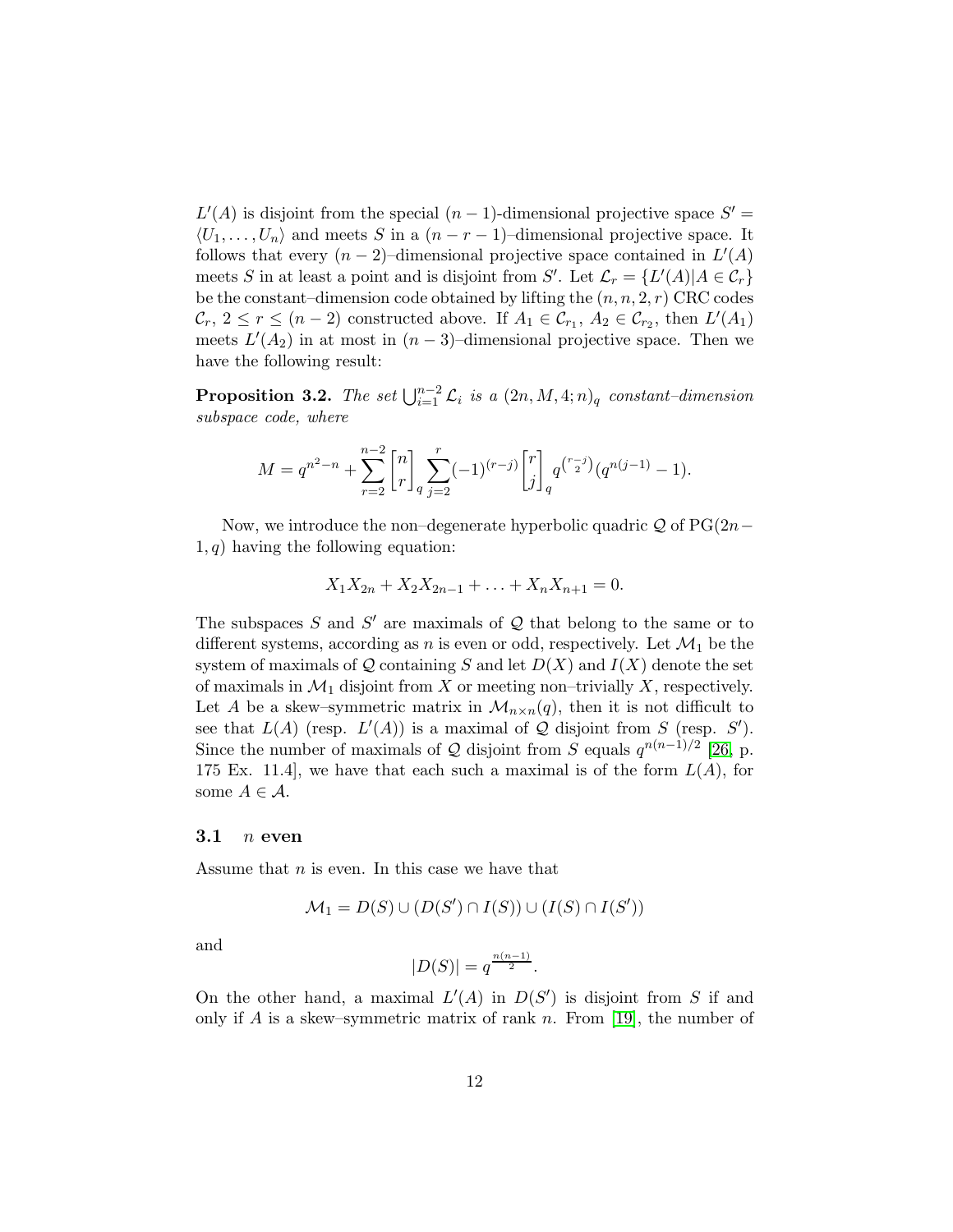$L'(A)$ is disjoint from the special $(n-1)$-dimensional projective space $S' = \langle U_1, \ldots, U_n \rangle$ and meets $S$ in a $(n-r-1)$–dimensional projective space. It follows that every $(n-2)$–dimensional projective space contained in $L'(A)$ meets $S$ in at least a point and is disjoint from $S'$. Let $\mathcal{L}_r = \{L'(A) | A \in \mathcal{C}_r\}$ be the constant–dimension code obtained by lifting the $(n, n, 2, r)$ CRC codes $\mathcal{C}_r$, $2 \leq r \leq (n-2)$ constructed above. If $A_1 \in \mathcal{C}_{r_1}$, $A_2 \in \mathcal{C}_{r_2}$, then $L'(A_1)$ meets $L'(A_2)$ in at most in $(n-3)$–dimensional projective space. Then we have the following result:

**Proposition 3.2.** *The set $\bigcup_{i=1}^{n-2} \mathcal{L}_i$ is a $(2n, M, 4; n)_q$ constant–dimension subspace code, where*

$$M = q^{n^2-n} + \sum_{r=2}^{n-2} \begin{bmatrix} n \\ r \end{bmatrix}_q \sum_{j=2}^{r} (-1)^{(r-j)} \begin{bmatrix} r \\ j \end{bmatrix}_q q^{\binom{r-j}{2}} (q^{n(j-1)} - 1).$$

Now, we introduce the non–degenerate hyperbolic quadric $\mathcal{Q}$ of $\mathrm{PG}(2n-1, q)$ having the following equation:

$$X_1 X_{2n} + X_2 X_{2n-1} + \ldots + X_n X_{n+1} = 0.$$

The subspaces $S$ and $S'$ are maximals of $\mathcal{Q}$ that belong to the same or to different systems, according as $n$ is even or odd, respectively. Let $\mathcal{M}_1$ be the system of maximals of $\mathcal{Q}$ containing $S$ and let $D(X)$ and $I(X)$ denote the set of maximals in $\mathcal{M}_1$ disjoint from $X$ or meeting non–trivially $X$, respectively. Let $A$ be a skew–symmetric matrix in $\mathcal{M}_{n \times n}(q)$, then it is not difficult to see that $L(A)$ (resp. $L'(A)$) is a maximal of $\mathcal{Q}$ disjoint from $S$ (resp. $S'$). Since the number of maximals of $\mathcal{Q}$ disjoint from $S$ equals $q^{n(n-1)/2}$ [26, p. 175 Ex. 11.4], we have that each such a maximal is of the form $L(A)$, for some $A \in \mathcal{A}$.

### 3.1 $n$ even

Assume that $n$ is even. In this case we have that

$$\mathcal{M}_1 = D(S) \cup (D(S') \cap I(S)) \cup (I(S) \cap I(S'))$$

and

$$|D(S)| = q^{\frac{n(n-1)}{2}}.$$

On the other hand, a maximal $L'(A)$ in $D(S')$ is disjoint from $S$ if and only if $A$ is a skew–symmetric matrix of rank $n$. From [19], the number of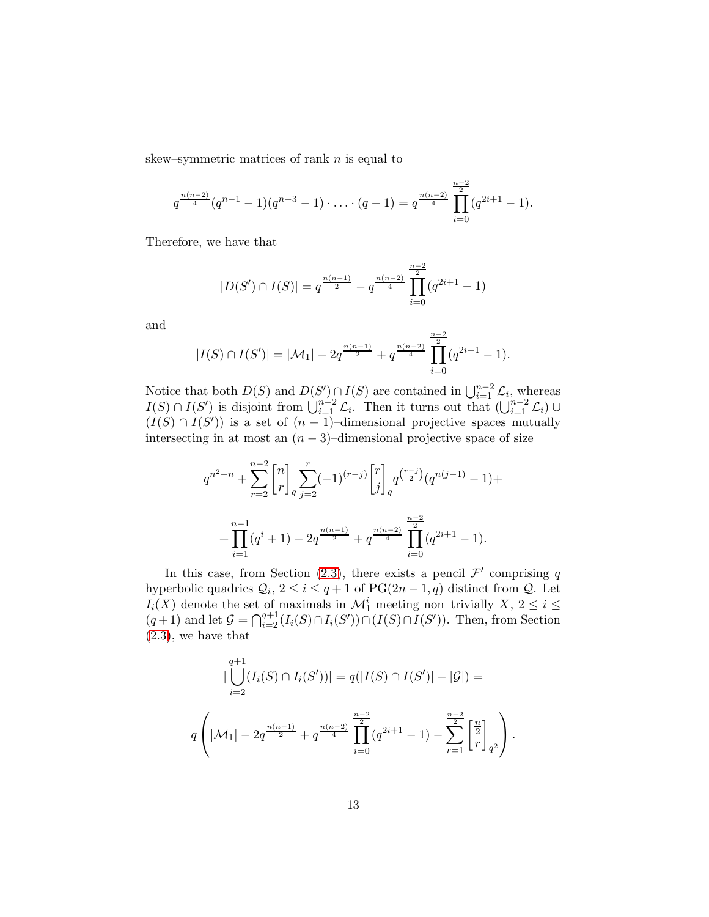skew–symmetric matrices of rank $n$ is equal to

$$q^{\frac{n(n-2)}{4}}(q^{n-1}-1)(q^{n-3}-1)\cdot\ldots\cdot(q-1) = q^{\frac{n(n-2)}{4}}\prod_{i=0}^{\frac{n-2}{2}}(q^{2i+1}-1).$$

Therefore, we have that

$$|D(S')\cap I(S)| = q^{\frac{n(n-1)}{2}} - q^{\frac{n(n-2)}{4}}\prod_{i=0}^{\frac{n-2}{2}}(q^{2i+1}-1)$$

and

$$|I(S)\cap I(S')| = |\mathcal{M}_1| - 2q^{\frac{n(n-1)}{2}} + q^{\frac{n(n-2)}{4}}\prod_{i=0}^{\frac{n-2}{2}}(q^{2i+1}-1).$$

Notice that both $D(S)$ and $D(S')\cap I(S)$ are contained in $\bigcup_{i=1}^{n-2}\mathcal{L}_i$, whereas $I(S)\cap I(S')$ is disjoint from $\bigcup_{i=1}^{n-2}\mathcal{L}_i$. Then it turns out that $(\bigcup_{i=1}^{n-2}\mathcal{L}_i)\cup(I(S)\cap I(S'))$ is a set of $(n-1)$–dimensional projective spaces mutually intersecting in at most an $(n-3)$–dimensional projective space of size

$$q^{n^2-n} + \sum_{r=2}^{n-2}\begin{bmatrix} n \\ r \end{bmatrix}_q \sum_{j=2}^{r}(-1)^{(r-j)}\begin{bmatrix} r \\ j \end{bmatrix}_q q^{\binom{r-j}{2}}(q^{n(j-1)}-1) +$$

$$+\prod_{i=1}^{n-1}(q^i+1) - 2q^{\frac{n(n-1)}{2}} + q^{\frac{n(n-2)}{4}}\prod_{i=0}^{\frac{n-2}{2}}(q^{2i+1}-1).$$

In this case, from Section (2.3), there exists a pencil $\mathcal{F}'$ comprising $q$ hyperbolic quadrics $\mathcal{Q}_i$, $2\le i\le q+1$ of $\mathrm{PG}(2n-1,q)$ distinct from $\mathcal{Q}$. Let $I_i(X)$ denote the set of maximals in $\mathcal{M}_1^i$ meeting non–trivially $X$, $2\le i\le (q+1)$ and let $\mathcal{G} = \bigcap_{i=2}^{q+1}(I_i(S)\cap I_i(S'))\cap(I(S)\cap I(S'))$. Then, from Section (2.3), we have that

$$|\bigcup_{i=2}^{q+1}(I_i(S)\cap I_i(S'))| = q(|I(S)\cap I(S')| - |\mathcal{G}|) =$$

$$q\left(|\mathcal{M}_1| - 2q^{\frac{n(n-1)}{2}} + q^{\frac{n(n-2)}{4}}\prod_{i=0}^{\frac{n-2}{2}}(q^{2i+1}-1) - \sum_{r=1}^{\frac{n-2}{2}}\begin{bmatrix} \frac{n}{2} \\ r \end{bmatrix}_{q^2}\right).$$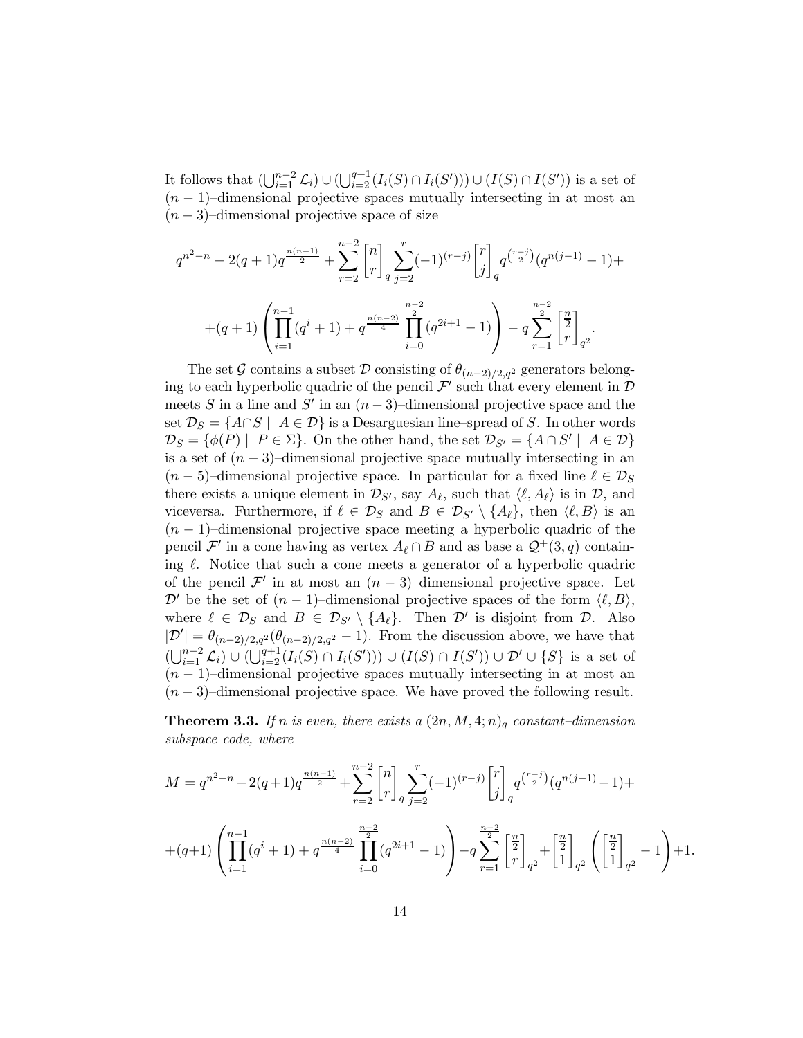It follows that $(\bigcup_{i=1}^{n-2}\mathcal{L}_i)\cup(\bigcup_{i=2}^{q+1}(I_i(S)\cap I_i(S')))\cup(I(S)\cap I(S'))$ is a set of $(n-1)$–dimensional projective spaces mutually intersecting in at most an $(n-3)$–dimensional projective space of size

$$q^{n^2-n}-2(q+1)q^{\frac{n(n-1)}{2}}+\sum_{r=2}^{n-2}\begin{bmatrix}n\\r\end{bmatrix}_q\sum_{j=2}^{r}(-1)^{(r-j)}\begin{bmatrix}r\\j\end{bmatrix}_q q^{\binom{r-j}{2}}(q^{n(j-1)}-1)+$$

$$+(q+1)\left(\prod_{i=1}^{n-1}(q^i+1)+q^{\frac{n(n-2)}{4}}\prod_{i=0}^{\frac{n-2}{2}}(q^{2i+1}-1)\right)-q\sum_{r=1}^{\frac{n-2}{2}}\begin{bmatrix}\frac{n}{2}\\r\end{bmatrix}_{q^2}.$$

The set $\mathcal{G}$ contains a subset $\mathcal{D}$ consisting of $\theta_{(n-2)/2,q^2}$ generators belonging to each hyperbolic quadric of the pencil $\mathcal{F}'$ such that every element in $\mathcal{D}$ meets $S$ in a line and $S'$ in an $(n-3)$–dimensional projective space and the set $\mathcal{D}_S=\{A\cap S \mid A\in\mathcal{D}\}$ is a Desarguesian line–spread of $S$. In other words $\mathcal{D}_S=\{\phi(P)\mid P\in\Sigma\}$. On the other hand, the set $\mathcal{D}_{S'}=\{A\cap S'\mid A\in\mathcal{D}\}$ is a set of $(n-3)$–dimensional projective space mutually intersecting in an $(n-5)$–dimensional projective space. In particular for a fixed line $\ell\in\mathcal{D}_S$ there exists a unique element in $\mathcal{D}_{S'}$, say $A_\ell$, such that $\langle \ell, A_\ell\rangle$ is in $\mathcal{D}$, and viceversa. Furthermore, if $\ell\in\mathcal{D}_S$ and $B\in\mathcal{D}_{S'}\setminus\{A_\ell\}$, then $\langle\ell,B\rangle$ is an $(n-1)$–dimensional projective space meeting a hyperbolic quadric of the pencil $\mathcal{F}'$ in a cone having as vertex $A_\ell\cap B$ and as base a $\mathcal{Q}^+(3,q)$ containing $\ell$. Notice that such a cone meets a generator of a hyperbolic quadric of the pencil $\mathcal{F}'$ in at most an $(n-3)$–dimensional projective space. Let $\mathcal{D}'$ be the set of $(n-1)$–dimensional projective spaces of the form $\langle\ell,B\rangle$, where $\ell\in\mathcal{D}_S$ and $B\in\mathcal{D}_{S'}\setminus\{A_\ell\}$. Then $\mathcal{D}'$ is disjoint from $\mathcal{D}$. Also $|\mathcal{D}'|=\theta_{(n-2)/2,q^2}(\theta_{(n-2)/2,q^2}-1)$. From the discussion above, we have that $(\bigcup_{i=1}^{n-2}\mathcal{L}_i)\cup(\bigcup_{i=2}^{q+1}(I_i(S)\cap I_i(S')))\cup(I(S)\cap I(S'))\cup\mathcal{D}'\cup\{S\}$ is a set of $(n-1)$–dimensional projective spaces mutually intersecting in at most an $(n-3)$–dimensional projective space. We have proved the following result.

**Theorem 3.3.** *If $n$ is even, there exists a $(2n,M,4;n)_q$ constant–dimension subspace code, where*

$$M=q^{n^2-n}-2(q+1)q^{\frac{n(n-1)}{2}}+\sum_{r=2}^{n-2}\begin{bmatrix}n\\r\end{bmatrix}_q\sum_{j=2}^{r}(-1)^{(r-j)}\begin{bmatrix}r\\j\end{bmatrix}_q q^{\binom{r-j}{2}}(q^{n(j-1)}-1)+$$

$$+(q+1)\left(\prod_{i=1}^{n-1}(q^i+1)+q^{\frac{n(n-2)}{4}}\prod_{i=0}^{\frac{n-2}{2}}(q^{2i+1}-1)\right)-q\sum_{r=1}^{\frac{n-2}{2}}\begin{bmatrix}\frac{n}{2}\\r\end{bmatrix}_{q^2}+\begin{bmatrix}\frac{n}{2}\\1\end{bmatrix}_{q^2}\left(\begin{bmatrix}\frac{n}{2}\\1\end{bmatrix}_{q^2}-1\right)+1.$$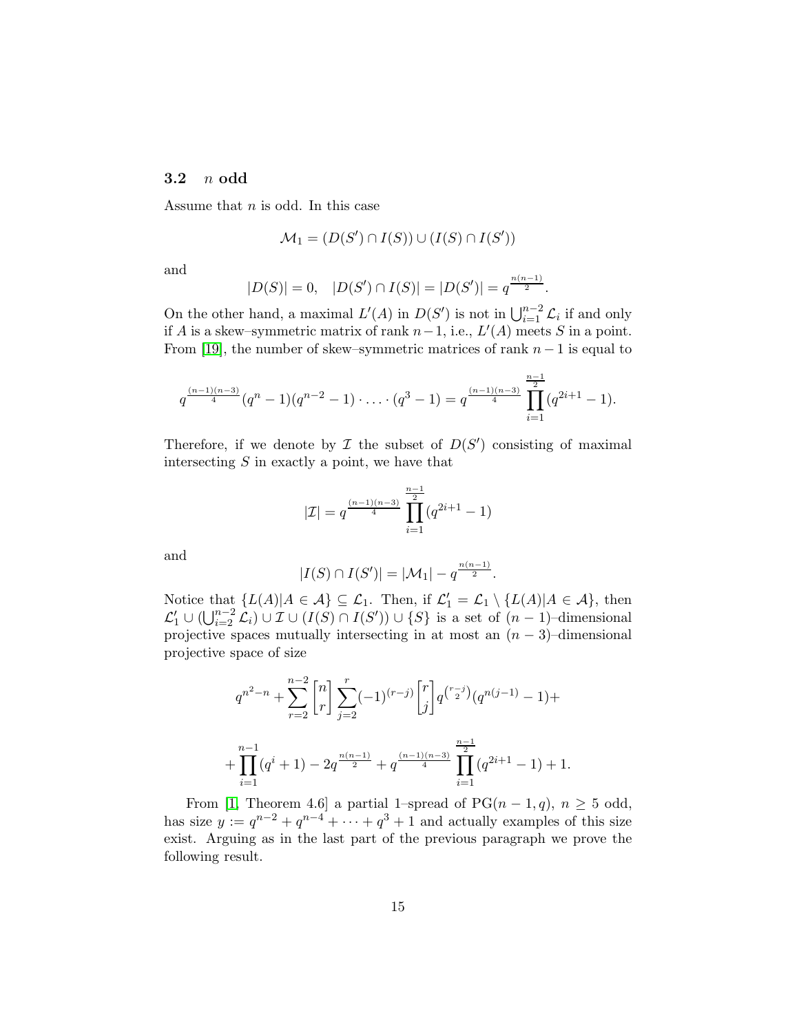### 3.2 $n$ odd

Assume that $n$ is odd. In this case

$$\mathcal{M}_1 = (D(S') \cap I(S)) \cup (I(S) \cap I(S'))$$

and

$$|D(S)| = 0, \quad |D(S') \cap I(S)| = |D(S')| = q^{\frac{n(n-1)}{2}}.$$

On the other hand, a maximal $L'(A)$ in $D(S')$ is not in $\bigcup_{i=1}^{n-2} \mathcal{L}_i$ if and only if $A$ is a skew–symmetric matrix of rank $n-1$, i.e., $L'(A)$ meets $S$ in a point. From [19], the number of skew–symmetric matrices of rank $n-1$ is equal to

$$q^{\frac{(n-1)(n-3)}{4}}(q^n-1)(q^{n-2}-1)\cdot \ldots \cdot (q^3-1) = q^{\frac{(n-1)(n-3)}{4}} \prod_{i=1}^{\frac{n-1}{2}} (q^{2i+1}-1).$$

Therefore, if we denote by $\mathcal{I}$ the subset of $D(S')$ consisting of maximal intersecting $S$ in exactly a point, we have that

$$|\mathcal{I}| = q^{\frac{(n-1)(n-3)}{4}} \prod_{i=1}^{\frac{n-1}{2}} (q^{2i+1}-1)$$

and

$$|I(S) \cap I(S')| = |\mathcal{M}_1| - q^{\frac{n(n-1)}{2}}.$$

Notice that $\{L(A) | A \in \mathcal{A}\} \subseteq \mathcal{L}_1$. Then, if $\mathcal{L}'_1 = \mathcal{L}_1 \setminus \{L(A) | A \in \mathcal{A}\}$, then $\mathcal{L}'_1 \cup (\bigcup_{i=2}^{n-2} \mathcal{L}_i) \cup \mathcal{I} \cup (I(S) \cap I(S')) \cup \{S\}$ is a set of $(n-1)$–dimensional projective spaces mutually intersecting in at most an $(n-3)$–dimensional projective space of size

$$q^{n^2-n} + \sum_{r=2}^{n-2} \begin{bmatrix} n \\ r \end{bmatrix} \sum_{j=2}^{r} (-1)^{(r-j)} \begin{bmatrix} r \\ j \end{bmatrix} q^{\binom{r-j}{2}} (q^{n(j-1)}-1) +$$

$$+ \prod_{i=1}^{n-1} (q^i+1) - 2q^{\frac{n(n-1)}{2}} + q^{\frac{(n-1)(n-3)}{4}} \prod_{i=1}^{\frac{n-1}{2}} (q^{2i+1}-1) + 1.$$

From [1, Theorem 4.6] a partial 1–spread of $\mathrm{PG}(n-1,q)$, $n \geq 5$ odd, has size $y := q^{n-2} + q^{n-4} + \cdots + q^3 + 1$ and actually examples of this size exist. Arguing as in the last part of the previous paragraph we prove the following result.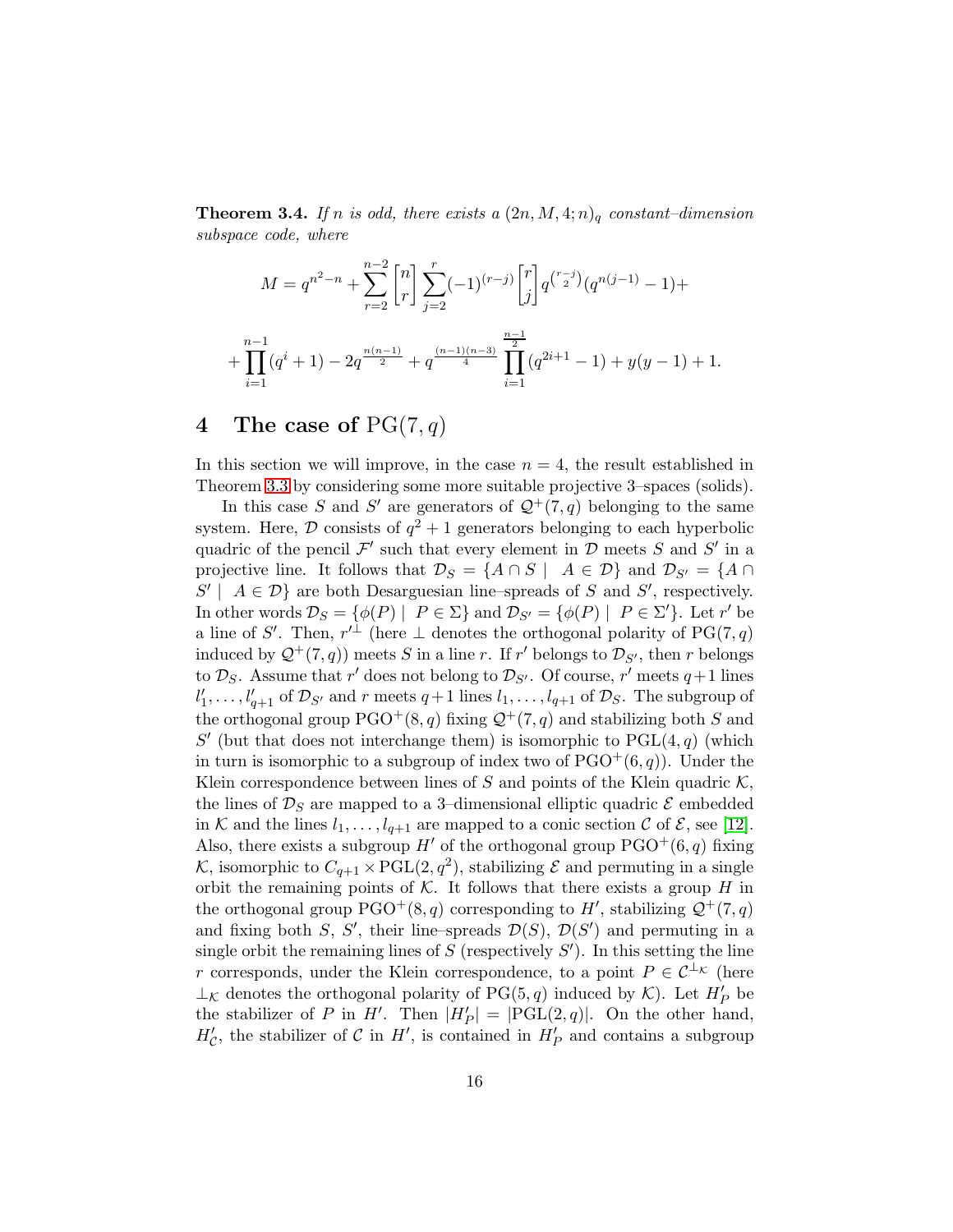**Theorem 3.4.** *If $n$ is odd, there exists a $(2n, M, 4; n)_q$ constant–dimension subspace code, where*

$$M = q^{n^2-n} + \sum_{r=2}^{n-2} \begin{bmatrix} n \\ r \end{bmatrix} \sum_{j=2}^{r} (-1)^{(r-j)} \begin{bmatrix} r \\ j \end{bmatrix} q^{\binom{r-j}{2}} (q^{n(j-1)} - 1) +$$

$$+ \prod_{i=1}^{n-1} (q^i + 1) - 2q^{\frac{n(n-1)}{2}} + q^{\frac{(n-1)(n-3)}{4}} \prod_{i=1}^{\frac{n-1}{2}} (q^{2i+1} - 1) + y(y-1) + 1.$$

# 4 The case of $\mathrm{PG}(7, q)$

In this section we will improve, in the case $n = 4$, the result established in Theorem 3.3 by considering some more suitable projective 3–spaces (solids).

In this case $S$ and $S'$ are generators of $\mathcal{Q}^+(7, q)$ belonging to the same system. Here, $\mathcal{D}$ consists of $q^2 + 1$ generators belonging to each hyperbolic quadric of the pencil $\mathcal{F}'$ such that every element in $\mathcal{D}$ meets $S$ and $S'$ in a projective line. It follows that $\mathcal{D}_S = \{A \cap S \mid A \in \mathcal{D}\}$ and $\mathcal{D}_{S'} = \{A \cap S' \mid A \in \mathcal{D}\}$ are both Desarguesian line–spreads of $S$ and $S'$, respectively. In other words $\mathcal{D}_S = \{\phi(P) \mid P \in \Sigma\}$ and $\mathcal{D}_{S'} = \{\phi(P) \mid P \in \Sigma'\}$. Let $r'$ be a line of $S'$. Then, $r'^{\perp}$ (here $\perp$ denotes the orthogonal polarity of $\mathrm{PG}(7, q)$ induced by $\mathcal{Q}^+(7, q)$) meets $S$ in a line $r$. If $r'$ belongs to $\mathcal{D}_{S'}$, then $r$ belongs to $\mathcal{D}_S$. Assume that $r'$ does not belong to $\mathcal{D}_{S'}$. Of course, $r'$ meets $q+1$ lines $l'_1, \ldots, l'_{q+1}$ of $\mathcal{D}_{S'}$ and $r$ meets $q+1$ lines $l_1, \ldots, l_{q+1}$ of $\mathcal{D}_S$. The subgroup of the orthogonal group $\mathrm{PGO}^+(8, q)$ fixing $\mathcal{Q}^+(7, q)$ and stabilizing both $S$ and $S'$ (but that does not interchange them) is isomorphic to $\mathrm{PGL}(4, q)$ (which in turn is isomorphic to a subgroup of index two of $\mathrm{PGO}^+(6, q)$). Under the Klein correspondence between lines of $S$ and points of the Klein quadric $\mathcal{K}$, the lines of $\mathcal{D}_S$ are mapped to a 3–dimensional elliptic quadric $\mathcal{E}$ embedded in $\mathcal{K}$ and the lines $l_1, \ldots, l_{q+1}$ are mapped to a conic section $\mathcal{C}$ of $\mathcal{E}$, see [12]. Also, there exists a subgroup $H'$ of the orthogonal group $\mathrm{PGO}^+(6, q)$ fixing $\mathcal{K}$, isomorphic to $C_{q+1} \times \mathrm{PGL}(2, q^2)$, stabilizing $\mathcal{E}$ and permuting in a single orbit the remaining points of $\mathcal{K}$. It follows that there exists a group $H$ in the orthogonal group $\mathrm{PGO}^+(8, q)$ corresponding to $H'$, stabilizing $\mathcal{Q}^+(7, q)$ and fixing both $S$, $S'$, their line–spreads $\mathcal{D}(S)$, $\mathcal{D}(S')$ and permuting in a single orbit the remaining lines of $S$ (respectively $S'$). In this setting the line $r$ corresponds, under the Klein correspondence, to a point $P \in \mathcal{C}^{\perp_{\mathcal{K}}}$ (here $\perp_{\mathcal{K}}$ denotes the orthogonal polarity of $\mathrm{PG}(5, q)$ induced by $\mathcal{K}$). Let $H'_P$ be the stabilizer of $P$ in $H'$. Then $|H'_P| = |\mathrm{PGL}(2, q)|$. On the other hand, $H'_{\mathcal{C}}$, the stabilizer of $\mathcal{C}$ in $H'$, is contained in $H'_P$ and contains a subgroup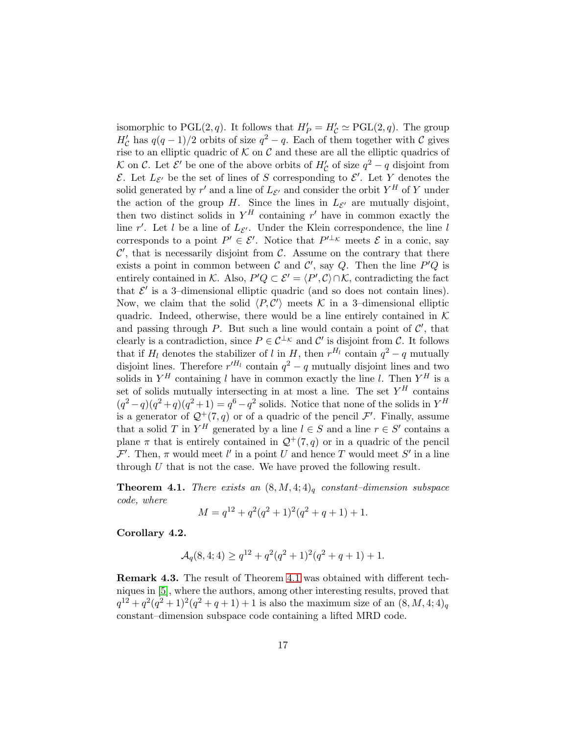isomorphic to $\mathrm{PGL}(2,q)$. It follows that $H'_P = H'_{\mathcal{C}} \simeq \mathrm{PGL}(2,q)$. The group $H'_{\mathcal{C}}$ has $q(q-1)/2$ orbits of size $q^2-q$. Each of them together with $\mathcal{C}$ gives rise to an elliptic quadric of $\mathcal{K}$ on $\mathcal{C}$ and these are all the elliptic quadrics of $\mathcal{K}$ on $\mathcal{C}$. Let $\mathcal{E}'$ be one of the above orbits of $H'_{\mathcal{C}}$ of size $q^2-q$ disjoint from $\mathcal{E}$. Let $L_{\mathcal{E}'}$ be the set of lines of $S$ corresponding to $\mathcal{E}'$. Let $Y$ denotes the solid generated by $r'$ and a line of $L_{\mathcal{E}'}$ and consider the orbit $Y^H$ of $Y$ under the action of the group $H$. Since the lines in $L_{\mathcal{E}'}$ are mutually disjoint, then two distinct solids in $Y^H$ containing $r'$ have in common exactly the line $r'$. Let $l$ be a line of $L_{\mathcal{E}'}$. Under the Klein correspondence, the line $l$ corresponds to a point $P' \in \mathcal{E}'$. Notice that $P'^{\perp_{\mathcal{K}}}$ meets $\mathcal{E}$ in a conic, say $\mathcal{C}'$, that is necessarily disjoint from $\mathcal{C}$. Assume on the contrary that there exists a point in common between $\mathcal{C}$ and $\mathcal{C}'$, say $Q$. Then the line $P'Q$ is entirely contained in $\mathcal{K}$. Also, $P'Q \subset \mathcal{E}' = \langle P', \mathcal{C}\rangle \cap \mathcal{K}$, contradicting the fact that $\mathcal{E}'$ is a 3–dimensional elliptic quadric (and so does not contain lines). Now, we claim that the solid $\langle P, \mathcal{C}'\rangle$ meets $\mathcal{K}$ in a 3–dimensional elliptic quadric. Indeed, otherwise, there would be a line entirely contained in $\mathcal{K}$ and passing through $P$. But such a line would contain a point of $\mathcal{C}'$, that clearly is a contradiction, since $P \in \mathcal{C}^{\perp_{\mathcal{K}}}$ and $\mathcal{C}'$ is disjoint from $\mathcal{C}$. It follows that if $H_l$ denotes the stabilizer of $l$ in $H$, then $r^{H_l}$ contain $q^2-q$ mutually disjoint lines. Therefore $r'^{H_l}$ contain $q^2-q$ mutually disjoint lines and two solids in $Y^H$ containing $l$ have in common exactly the line $l$. Then $Y^H$ is a set of solids mutually intersecting in at most a line. The set $Y^H$ contains $(q^2-q)(q^2+q)(q^2+1) = q^6-q^2$ solids. Notice that none of the solids in $Y^H$ is a generator of $\mathcal{Q}^+(7,q)$ or of a quadric of the pencil $\mathcal{F}'$. Finally, assume that a solid $T$ in $Y^H$ generated by a line $l \in S$ and a line $r \in S'$ contains a plane $\pi$ that is entirely contained in $\mathcal{Q}^+(7,q)$ or in a quadric of the pencil $\mathcal{F}'$. Then, $\pi$ would meet $l'$ in a point $U$ and hence $T$ would meet $S'$ in a line through $U$ that is not the case. We have proved the following result.

**Theorem 4.1.** *There exists an $(8, M, 4; 4)_q$ constant–dimension subspace code, where*

$$M = q^{12} + q^2(q^2+1)^2(q^2+q+1) + 1.$$

**Corollary 4.2.**

$$\mathcal{A}_q(8, 4; 4) \geq q^{12} + q^2(q^2+1)^2(q^2+q+1) + 1.$$

**Remark 4.3.** The result of Theorem 4.1 was obtained with different techniques in [5], where the authors, among other interesting results, proved that $q^{12} + q^2(q^2+1)^2(q^2+q+1) + 1$ is also the maximum size of an $(8, M, 4; 4)_q$ constant–dimension subspace code containing a lifted MRD code.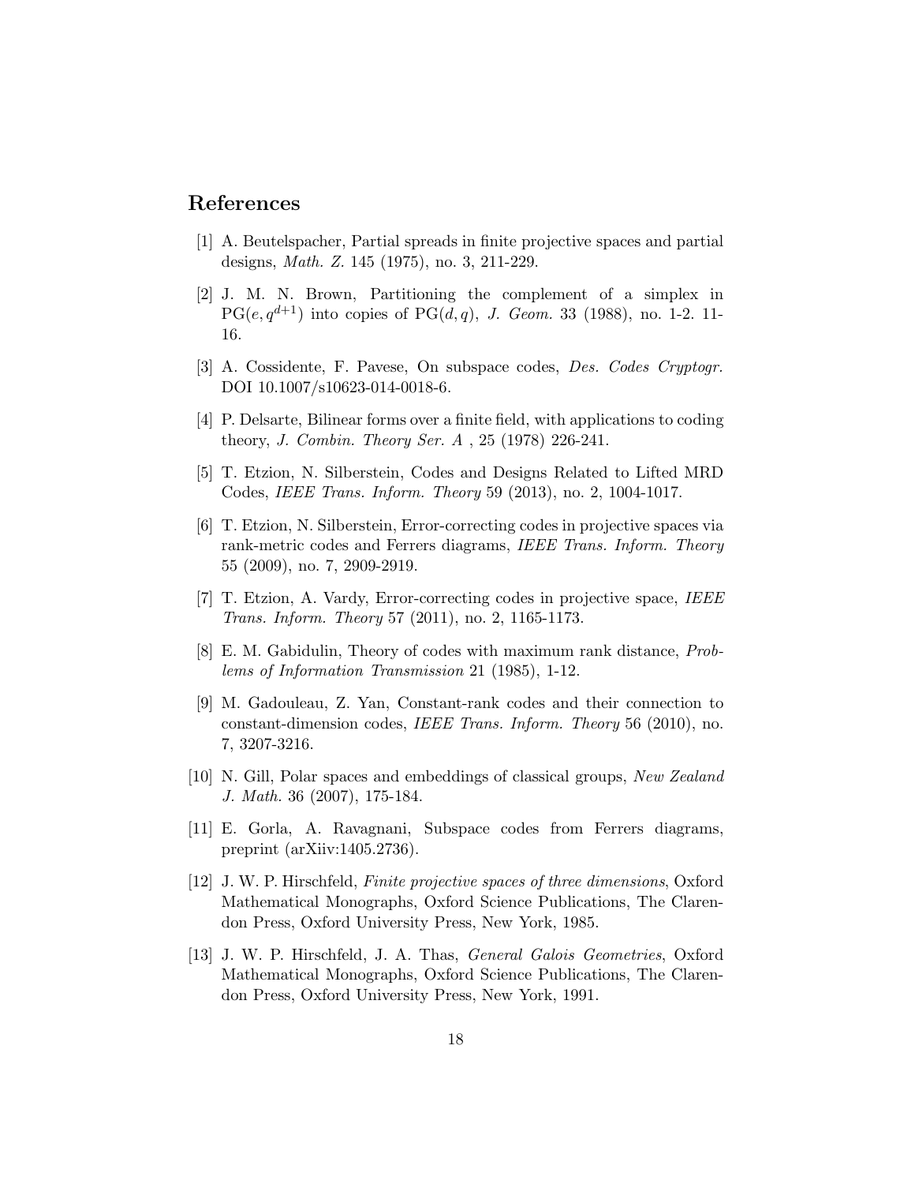## References

[1] A. Beutelspacher, Partial spreads in finite projective spaces and partial designs, *Math. Z.* 145 (1975), no. 3, 211-229.

[2] J. M. N. Brown, Partitioning the complement of a simplex in $\mathrm{PG}(e, q^{d+1})$ into copies of $\mathrm{PG}(d, q)$, *J. Geom.* 33 (1988), no. 1-2. 11-16.

[3] A. Cossidente, F. Pavese, On subspace codes, *Des. Codes Cryptogr.* DOI 10.1007/s10623-014-0018-6.

[4] P. Delsarte, Bilinear forms over a finite field, with applications to coding theory, *J. Combin. Theory Ser. A* , 25 (1978) 226-241.

[5] T. Etzion, N. Silberstein, Codes and Designs Related to Lifted MRD Codes, *IEEE Trans. Inform. Theory* 59 (2013), no. 2, 1004-1017.

[6] T. Etzion, N. Silberstein, Error-correcting codes in projective spaces via rank-metric codes and Ferrers diagrams, *IEEE Trans. Inform. Theory* 55 (2009), no. 7, 2909-2919.

[7] T. Etzion, A. Vardy, Error-correcting codes in projective space, *IEEE Trans. Inform. Theory* 57 (2011), no. 2, 1165-1173.

[8] E. M. Gabidulin, Theory of codes with maximum rank distance, *Problems of Information Transmission* 21 (1985), 1-12.

[9] M. Gadouleau, Z. Yan, Constant-rank codes and their connection to constant-dimension codes, *IEEE Trans. Inform. Theory* 56 (2010), no. 7, 3207-3216.

[10] N. Gill, Polar spaces and embeddings of classical groups, *New Zealand J. Math.* 36 (2007), 175-184.

[11] E. Gorla, A. Ravagnani, Subspace codes from Ferrers diagrams, preprint (arXiiv:1405.2736).

[12] J. W. P. Hirschfeld, *Finite projective spaces of three dimensions*, Oxford Mathematical Monographs, Oxford Science Publications, The Clarendon Press, Oxford University Press, New York, 1985.

[13] J. W. P. Hirschfeld, J. A. Thas, *General Galois Geometries*, Oxford Mathematical Monographs, Oxford Science Publications, The Clarendon Press, Oxford University Press, New York, 1991.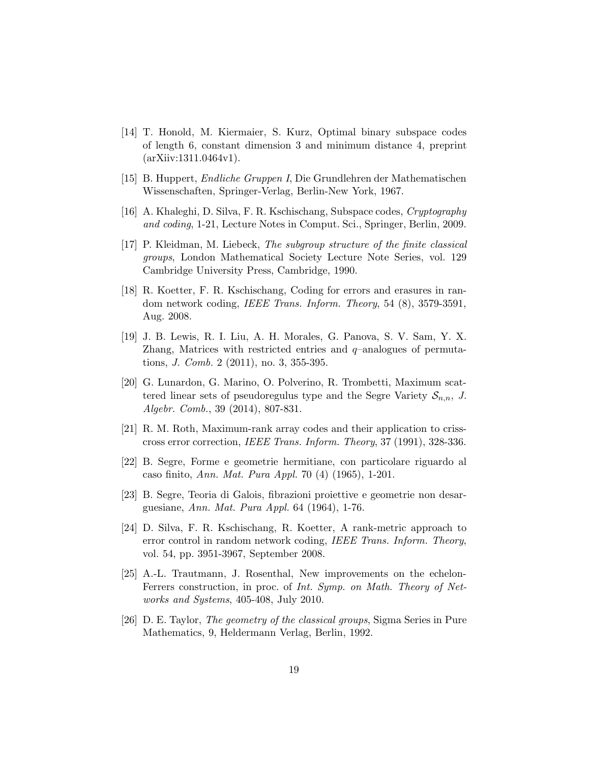[14] T. Honold, M. Kiermaier, S. Kurz, Optimal binary subspace codes of length 6, constant dimension 3 and minimum distance 4, preprint (arXiiv:1311.0464v1).

[15] B. Huppert, *Endliche Gruppen I*, Die Grundlehren der Mathematischen Wissenschaften, Springer-Verlag, Berlin-New York, 1967.

[16] A. Khaleghi, D. Silva, F. R. Kschischang, Subspace codes, *Cryptography and coding*, 1-21, Lecture Notes in Comput. Sci., Springer, Berlin, 2009.

[17] P. Kleidman, M. Liebeck, *The subgroup structure of the finite classical groups*, London Mathematical Society Lecture Note Series, vol. 129 Cambridge University Press, Cambridge, 1990.

[18] R. Koetter, F. R. Kschischang, Coding for errors and erasures in random network coding, *IEEE Trans. Inform. Theory*, 54 (8), 3579-3591, Aug. 2008.

[19] J. B. Lewis, R. I. Liu, A. H. Morales, G. Panova, S. V. Sam, Y. X. Zhang, Matrices with restricted entries and $q$–analogues of permutations, *J. Comb.* 2 (2011), no. 3, 355-395.

[20] G. Lunardon, G. Marino, O. Polverino, R. Trombetti, Maximum scattered linear sets of pseudoregulus type and the Segre Variety $\mathcal{S}_{n,n}$, *J. Algebr. Comb.*, 39 (2014), 807-831.

[21] R. M. Roth, Maximum-rank array codes and their application to crisscross error correction, *IEEE Trans. Inform. Theory*, 37 (1991), 328-336.

[22] B. Segre, Forme e geometrie hermitiane, con particolare riguardo al caso finito, *Ann. Mat. Pura Appl.* 70 (4) (1965), 1-201.

[23] B. Segre, Teoria di Galois, fibrazioni proiettive e geometrie non desarguesiane, *Ann. Mat. Pura Appl.* 64 (1964), 1-76.

[24] D. Silva, F. R. Kschischang, R. Koetter, A rank-metric approach to error control in random network coding, *IEEE Trans. Inform. Theory*, vol. 54, pp. 3951-3967, September 2008.

[25] A.-L. Trautmann, J. Rosenthal, New improvements on the echelon-Ferrers construction, in proc. of *Int. Symp. on Math. Theory of Networks and Systems*, 405-408, July 2010.

[26] D. E. Taylor, *The geometry of the classical groups*, Sigma Series in Pure Mathematics, 9, Heldermann Verlag, Berlin, 1992.